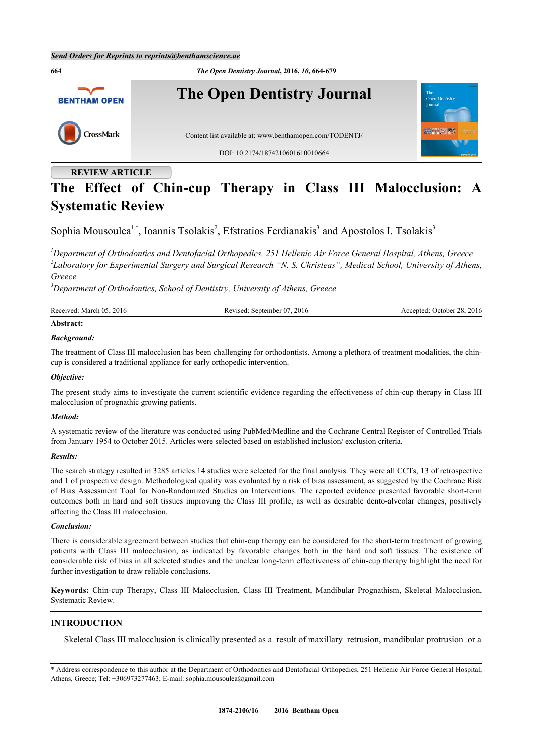REVIEW ARTICLE

# The Effect of Chin-cup Therapy in Class III Malocclusion: A Systematic Review

Sophia Mousoulea[1,*], Ioannis Tsolakis[2], Efstratios Ferdianakis[3] and Apostolos I. Tsolakis[3]

[1]*Department of Orthodontics and Dentofacial Orthopedics, 251 Hellenic Air Force General Hospital, Athens, Greece*
[2]*Laboratory for Experimental Surgery and Surgical Research "N. S. Christeas", Medical School, University of Athens, Greece*
[3]*Department of Orthodontics, School of Dentistry, University of Athens, Greece*

Received: March 05, 2016 | Revised: September 07, 2016 | Accepted: October 28, 2016

**Abstract:**

***Background:***

The treatment of Class III malocclusion has been challenging for orthodontists. Among a plethora of treatment modalities, the chin-cup is considered a traditional appliance for early orthopedic intervention.

***Objective:***

The present study aims to investigate the current scientific evidence regarding the effectiveness of chin-cup therapy in Class III malocclusion of prognathic growing patients.

***Method:***

A systematic review of the literature was conducted using PubMed/Medline and the Cochrane Central Register of Controlled Trials from January 1954 to October 2015. Articles were selected based on established inclusion/ exclusion criteria.

***Results:***

The search strategy resulted in 3285 articles.14 studies were selected for the final analysis. They were all CCTs, 13 of retrospective and 1 of prospective design. Methodological quality was evaluated by a risk of bias assessment, as suggested by the Cochrane Risk of Bias Assessment Tool for Non-Randomized Studies on Interventions. The reported evidence presented favorable short-term outcomes both in hard and soft tissues improving the Class III profile, as well as desirable dento-alveolar changes, positively affecting the Class III malocclusion.

***Conclusion:***

There is considerable agreement between studies that chin-cup therapy can be considered for the short-term treatment of growing patients with Class III malocclusion, as indicated by favorable changes both in the hard and soft tissues. The existence of considerable risk of bias in all selected studies and the unclear long-term effectiveness of chin-cup therapy highlight the need for further investigation to draw reliable conclusions.

**Keywords:** Chin-cup Therapy, Class III Malocclusion, Class III Treatment, Mandibular Prognathism, Skeletal Malocclusion, Systematic Review.

## INTRODUCTION

Skeletal Class III malocclusion is clinically presented as a result of maxillary retrusion, mandibular protrusion or a

\* Address correspondence to this author at the Department of Orthodontics and Dentofacial Orthopedics, 251 Hellenic Air Force General Hospital, Athens, Greece; Tel: +306973277463; E-mail: sophia.mousoulea@gmail.com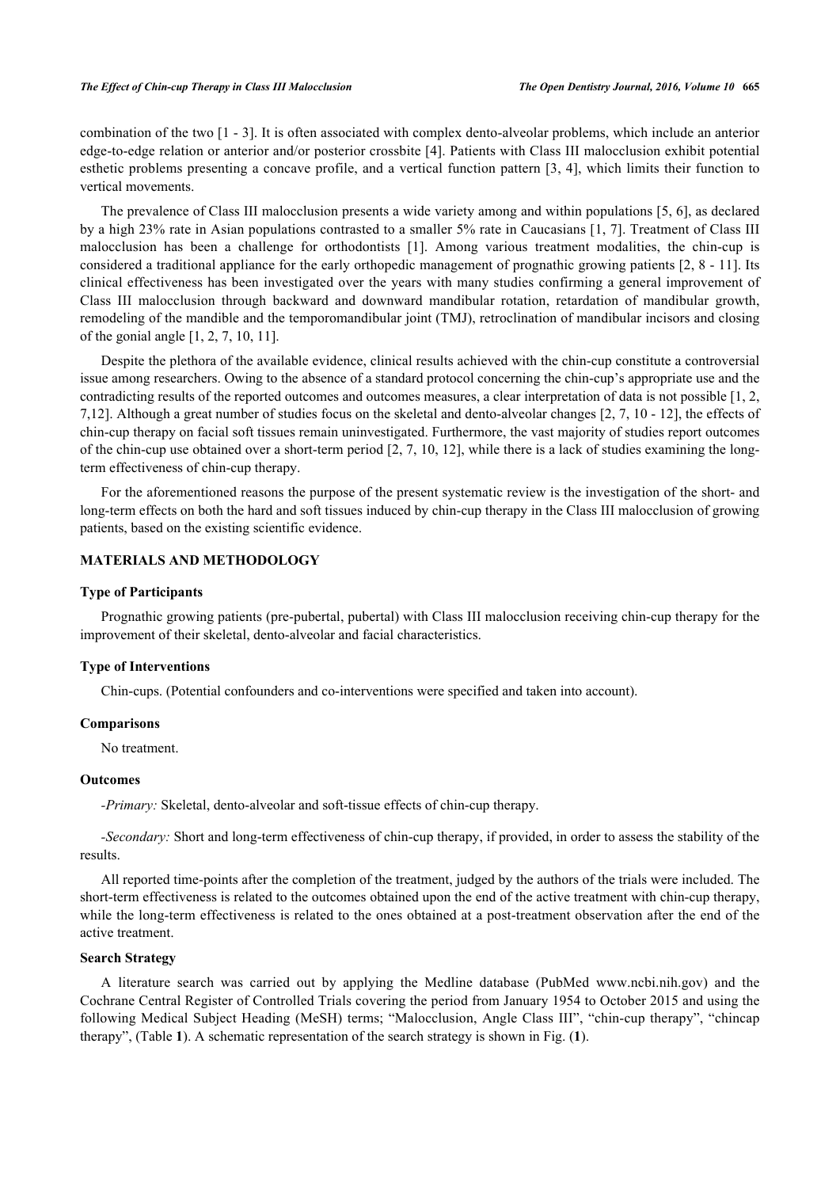combination of the two [1 - 3]. It is often associated with complex dento-alveolar problems, which include an anterior edge-to-edge relation or anterior and/or posterior crossbite [4]. Patients with Class III malocclusion exhibit potential esthetic problems presenting a concave profile, and a vertical function pattern [3, 4], which limits their function to vertical movements.

The prevalence of Class III malocclusion presents a wide variety among and within populations [5, 6], as declared by a high 23% rate in Asian populations contrasted to a smaller 5% rate in Caucasians [1, 7]. Treatment of Class III malocclusion has been a challenge for orthodontists [1]. Among various treatment modalities, the chin-cup is considered a traditional appliance for the early orthopedic management of prognathic growing patients [2, 8 - 11]. Its clinical effectiveness has been investigated over the years with many studies confirming a general improvement of Class III malocclusion through backward and downward mandibular rotation, retardation of mandibular growth, remodeling of the mandible and the temporomandibular joint (TMJ), retroclination of mandibular incisors and closing of the gonial angle [1, 2, 7, 10, 11].

Despite the plethora of the available evidence, clinical results achieved with the chin-cup constitute a controversial issue among researchers. Owing to the absence of a standard protocol concerning the chin-cup's appropriate use and the contradicting results of the reported outcomes and outcomes measures, a clear interpretation of data is not possible [1, 2, 7,12]. Although a great number of studies focus on the skeletal and dento-alveolar changes [2, 7, 10 - 12], the effects of chin-cup therapy on facial soft tissues remain uninvestigated. Furthermore, the vast majority of studies report outcomes of the chin-cup use obtained over a short-term period [2, 7, 10, 12], while there is a lack of studies examining the long-term effectiveness of chin-cup therapy.

For the aforementioned reasons the purpose of the present systematic review is the investigation of the short- and long-term effects on both the hard and soft tissues induced by chin-cup therapy in the Class III malocclusion of growing patients, based on the existing scientific evidence.

## MATERIALS AND METHODOLOGY

### Type of Participants

Prognathic growing patients (pre-pubertal, pubertal) with Class III malocclusion receiving chin-cup therapy for the improvement of their skeletal, dento-alveolar and facial characteristics.

### Type of Interventions

Chin-cups. (Potential confounders and co-interventions were specified and taken into account).

### Comparisons

No treatment.

### Outcomes

*-Primary:* Skeletal, dento-alveolar and soft-tissue effects of chin-cup therapy.

*-Secondary:* Short and long-term effectiveness of chin-cup therapy, if provided, in order to assess the stability of the results.

All reported time-points after the completion of the treatment, judged by the authors of the trials were included. The short-term effectiveness is related to the outcomes obtained upon the end of the active treatment with chin-cup therapy, while the long-term effectiveness is related to the ones obtained at a post-treatment observation after the end of the active treatment.

### Search Strategy

A literature search was carried out by applying the Medline database (PubMed www.ncbi.nih.gov) and the Cochrane Central Register of Controlled Trials covering the period from January 1954 to October 2015 and using the following Medical Subject Heading (MeSH) terms; "Malocclusion, Angle Class III", "chin-cup therapy", "chincap therapy", (Table **1**). A schematic representation of the search strategy is shown in Fig. (**1**).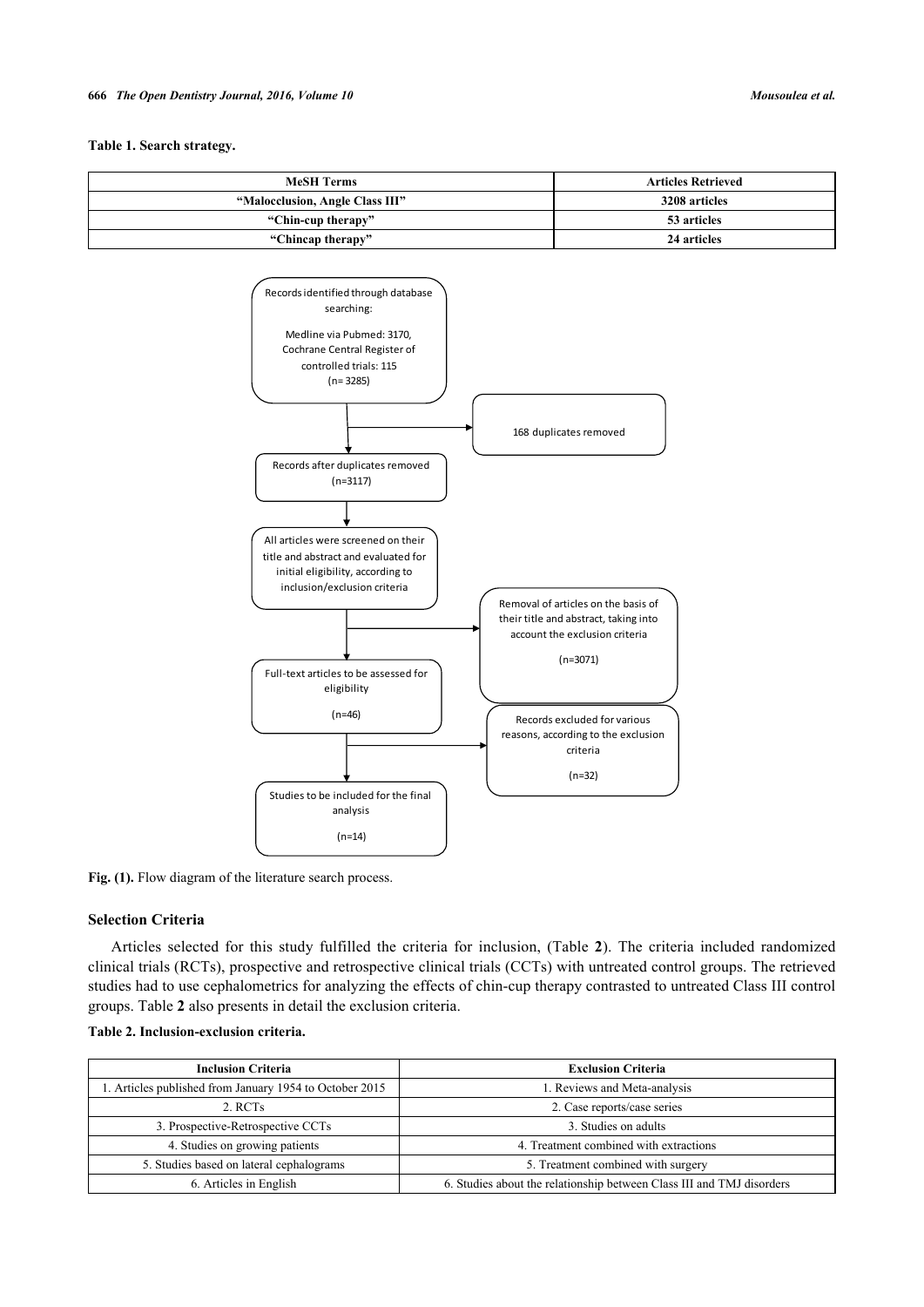**Table 1. Search strategy.**

| MeSH Terms | Articles Retrieved |
|---|---|
| "Malocclusion, Angle Class III" | 3208 articles |
| "Chin-cup therapy" | 53 articles |
| "Chincap therapy" | 24 articles |

Records identified through database searching:

Medline via Pubmed: 3170,
Cochrane Central Register of controlled trials: 115
(n= 3285)

168 duplicates removed

Records after duplicates removed
(n=3117)

All articles were screened on their title and abstract and evaluated for initial eligibility, according to inclusion/exclusion criteria

Removal of articles on the basis of their title and abstract, taking into account the exclusion criteria

(n=3071)

Full-text articles to be assessed for eligibility

(n=46)

Records excluded for various reasons, according to the exclusion criteria

(n=32)

Studies to be included for the final analysis

(n=14)

**Fig. (1).** Flow diagram of the literature search process.

## Selection Criteria

Articles selected for this study fulfilled the criteria for inclusion, (Table **2**). The criteria included randomized clinical trials (RCTs), prospective and retrospective clinical trials (CCTs) with untreated control groups. The retrieved studies had to use cephalometrics for analyzing the effects of chin-cup therapy contrasted to untreated Class III control groups. Table **2** also presents in detail the exclusion criteria.

**Table 2. Inclusion-exclusion criteria.**

| Inclusion Criteria | Exclusion Criteria |
|---|---|
| 1. Articles published from January 1954 to October 2015 | 1. Reviews and Meta-analysis |
| 2. RCTs | 2. Case reports/case series |
| 3. Prospective-Retrospective CCTs | 3. Studies on adults |
| 4. Studies on growing patients | 4. Treatment combined with extractions |
| 5. Studies based on lateral cephalograms | 5. Treatment combined with surgery |
| 6. Articles in English | 6. Studies about the relationship between Class III and TMJ disorders |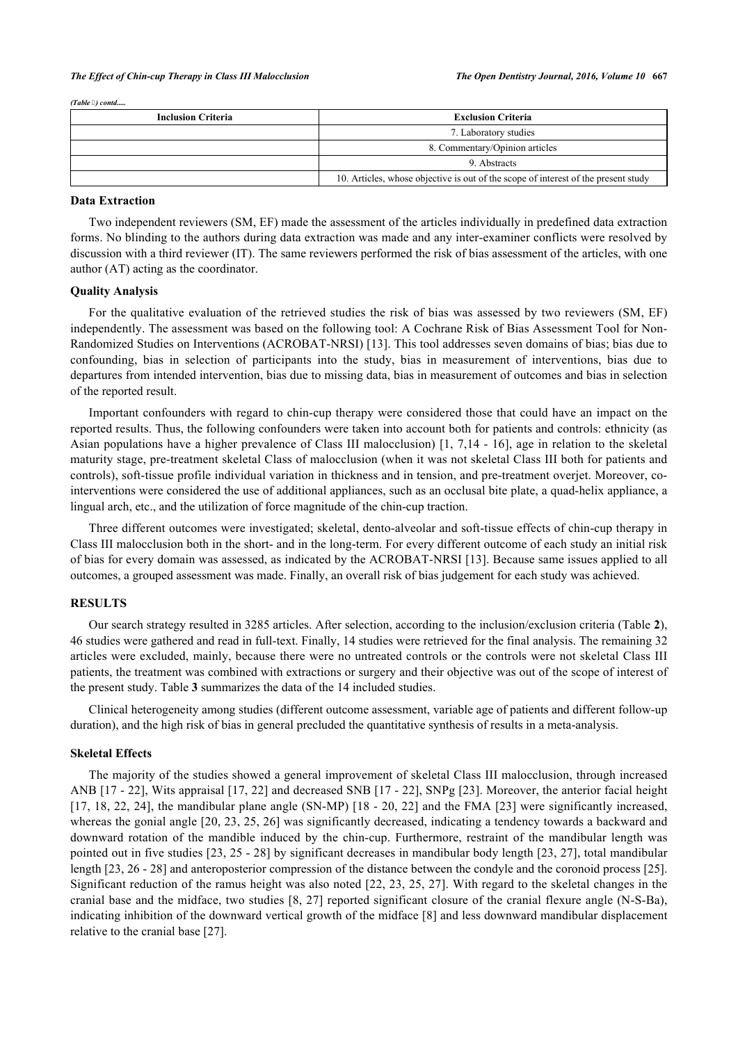*(Table 2) contd.....*

| Inclusion Criteria | Exclusion Criteria |
|---|---|
| | 7. Laboratory studies |
| | 8. Commentary/Opinion articles |
| | 9. Abstracts |
| | 10. Articles, whose objective is out of the scope of interest of the present study |

### Data Extraction

Two independent reviewers (SM, EF) made the assessment of the articles individually in predefined data extraction forms. No blinding to the authors during data extraction was made and any inter-examiner conflicts were resolved by discussion with a third reviewer (IT). The same reviewers performed the risk of bias assessment of the articles, with one author (AT) acting as the coordinator.

### Quality Analysis

For the qualitative evaluation of the retrieved studies the risk of bias was assessed by two reviewers (SM, EF) independently. The assessment was based on the following tool: A Cochrane Risk of Bias Assessment Tool for Non-Randomized Studies on Interventions (ACROBAT-NRSI) [13]. This tool addresses seven domains of bias; bias due to confounding, bias in selection of participants into the study, bias in measurement of interventions, bias due to departures from intended intervention, bias due to missing data, bias in measurement of outcomes and bias in selection of the reported result.

Important confounders with regard to chin-cup therapy were considered those that could have an impact on the reported results. Thus, the following confounders were taken into account both for patients and controls: ethnicity (as Asian populations have a higher prevalence of Class III malocclusion) [1, 7,14 - 16], age in relation to the skeletal maturity stage, pre-treatment skeletal Class of malocclusion (when it was not skeletal Class III both for patients and controls), soft-tissue profile individual variation in thickness and in tension, and pre-treatment overjet. Moreover, co-interventions were considered the use of additional appliances, such as an occlusal bite plate, a quad-helix appliance, a lingual arch, etc., and the utilization of force magnitude of the chin-cup traction.

Three different outcomes were investigated; skeletal, dento-alveolar and soft-tissue effects of chin-cup therapy in Class III malocclusion both in the short- and in the long-term. For every different outcome of each study an initial risk of bias for every domain was assessed, as indicated by the ACROBAT-NRSI [13]. Because same issues applied to all outcomes, a grouped assessment was made. Finally, an overall risk of bias judgement for each study was achieved.

## RESULTS

Our search strategy resulted in 3285 articles. After selection, according to the inclusion/exclusion criteria (Table **2**), 46 studies were gathered and read in full-text. Finally, 14 studies were retrieved for the final analysis. The remaining 32 articles were excluded, mainly, because there were no untreated controls or the controls were not skeletal Class III patients, the treatment was combined with extractions or surgery and their objective was out of the scope of interest of the present study. Table **3** summarizes the data of the 14 included studies.

Clinical heterogeneity among studies (different outcome assessment, variable age of patients and different follow-up duration), and the high risk of bias in general precluded the quantitative synthesis of results in a meta-analysis.

### Skeletal Effects

The majority of the studies showed a general improvement of skeletal Class III malocclusion, through increased ANB [17 - 22], Wits appraisal [17, 22] and decreased SNB [17 - 22], SNPg [23]. Moreover, the anterior facial height [17, 18, 22, 24], the mandibular plane angle (SN-MP) [18 - 20, 22] and the FMA [23] were significantly increased, whereas the gonial angle [20, 23, 25, 26] was significantly decreased, indicating a tendency towards a backward and downward rotation of the mandible induced by the chin-cup. Furthermore, restraint of the mandibular length was pointed out in five studies [23, 25 - 28] by significant decreases in mandibular body length [23, 27], total mandibular length [23, 26 - 28] and anteroposterior compression of the distance between the condyle and the coronoid process [25]. Significant reduction of the ramus height was also noted [22, 23, 25, 27]. With regard to the skeletal changes in the cranial base and the midface, two studies [8, 27] reported significant closure of the cranial flexure angle (N-S-Ba), indicating inhibition of the downward vertical growth of the midface [8] and less downward mandibular displacement relative to the cranial base [27].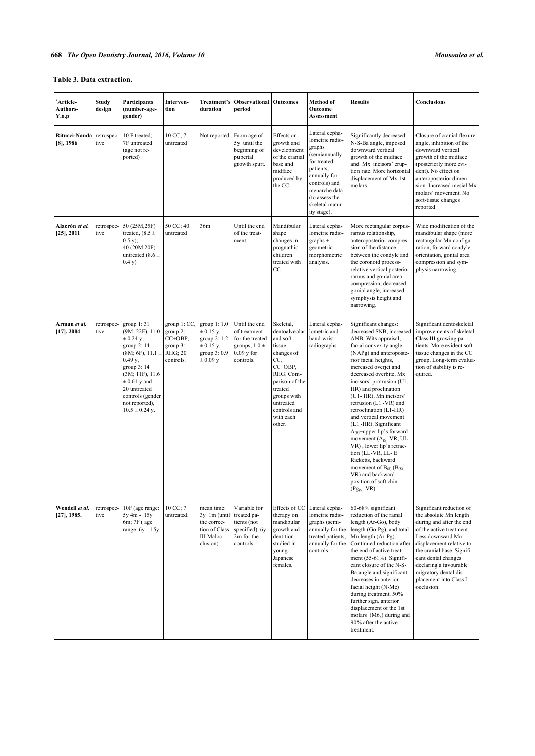**Table 3. Data extraction.**

| [a]Article-Authors-Y.o.p | Study design | Participants (number-age-gender) | Intervention | Treatment's duration | Observational period | Outcomes | Method of Outcome Assessment | Results | Conclusions |
|---|---|---|---|---|---|---|---|---|---|
| **Ritucci-Nanda [8], 1986** | retrospective | 10 F treated; 7F untreated (age not reported) | 10 CC; 7 untreated | Not reported | From age of 5y until the beginning of pubertal growth spurt. | Effects on growth and development of the cranial base and midface produced by the CC. | Lateral cephalometric radiographs (semiannually for treated patients; annually for controls) and menarche data (to assess the skeletal maturity stage). | Significantly decreased N-S-Ba angle, imposed downward vertical growth of the midface and Mx incisors' eruption rate. More horizontal displacement of Mx 1st molars. | Closure of cranial flexure angle, inhibition of the downward vertical growth of the midface (posteriorly more evident). No effect on anteroposterior dimension. Increased mesial Mx molars' movement. No soft-tissue changes reported. |
| **Alacrón *et al.* [25], 2011** | retrospective | 50 (25M,25F) treated, (8.5 ± 0.5 y); 40 (20M,20F) untreated (8.6 ± 0.4 y) | 50 CC; 40 untreated | 36m | Until the end of the treatment. | Mandibular shape changes in prognathic children treated with CC. | Lateral cephalometric radiographs + geometric morphometric analysis. | More rectangular corpus-ramus relationship, anteroposterior compression of the distance between the condyle and the coronoid process-relative vertical posterior ramus and gonial area compression, decreased gonial angle, increased symphysis height and narrowing. | Wide modification of the mandibular shape (more rectangular Mn configuration, forward condyle orientation, gonial area compression and symphysis narrowing. |
| **Arman *et al.* [17], 2004** | retrospective | group 1: 31 (9M; 22F), 11.0 ± 0.24 y; group 2: 14 (8M; 6F), 11.1 ± 0.49 y, group 3: 14 (3M; 11F), 11.6 ± 0.61 y and 20 untreated controls (gender not reported), 10.5 ± 0.24 y. | group 1: CC, group 2: CC+OBP, group 3: RHG; 20 controls. | group 1: 1.0 ± 0.15 y, group 2: 1.2 ± 0.15 y, group 3: 0.9 ± 0.09 y | Until the end of treatment for the treated groups; 1.0 ± 0.09 y for controls. | Skeletal, dentoalveolar and soft-tissue changes of CC, CC+OBP, RHG. Comparison of the treated groups with untreated controls and with each other. | Lateral cephalometric and hand-wrist radiographs. | Significant changes: decreased SNB, increased ANB, Wits appraisal, facial convexity angle (NAPg) and anteroposterior facial heights, increased overjet and decreased overbite, Mx incisors' protrusion ($U1_i$-HR) and proclination (U1- HR), Mn incisors' retrusion ($L1_i$-VR) and retroclination (L1-HR) and vertical movement ($L1_i$-HR). Significant $A_{(S)}$+upper lip's forward movement ($A_{(S)}$-VR, UL-VR) , lower lip's retraction (LL-VR, LL- E Ricketts, backward movement of $B_{(S)}$ ($B_{(S)}$-VR) and backward position of soft chin ($Pg_{(S)}$-VR). | Significant dentoskeletal improvements of skeletal Class III growing patients. More evident soft-tissue changes in the CC group. Long-term evaluation of stability is required. |
| **Wendell *et al.* [27], 1985.** | retrospective | 10F (age range: 5y 4m - 15y 6m; 7F ( age range: 6y – 15y. | 10 CC; 7 untreated. | mean time: 3y 1m (until the correction of Class III Malocclusion). | Variable for treated patients (not specified). 6y 2m for the controls. | Effects of CC therapy on mandibular growth and dentition studied in young Japanese females. | Lateral cephalometric radiographs (semiannually for the treated patients, annually for the controls. | 60-68% significant reduction of the ramal length (Ar-Go), body length (Go-Pg), and total Mn length (Ar-Pg). Continued reduction after the end of active treatment (55-61%). Significant closure of the N-S-Ba angle and significant decreases in anterior facial height (N-Me) during treatment. 50% further sign. anterior displacement of the 1st molars ($M6_s$) during and 90% after the active treatment. | Significant reduction of the absolute Mn length during and after the end of the active treatment. Less downward Mn displacement relative to the cranial base. Significant dental changes declaring a favourable migratory dental displacement into Class I occlusion. |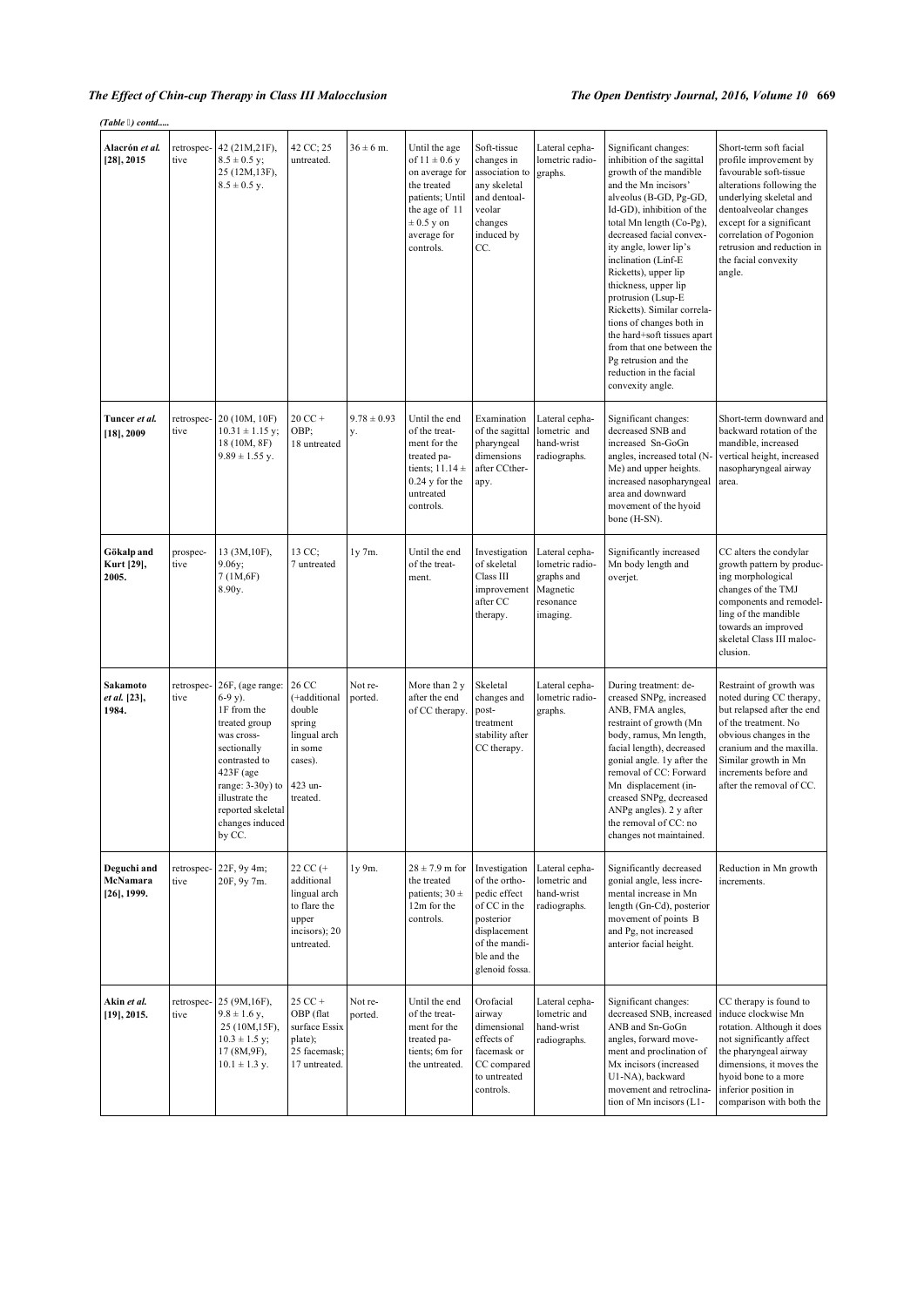*(Table 1) contd.....*

| | | | | | | | | | |
|---|---|---|---|---|---|---|---|---|---|
| **Alacrón *et al.* [28], 2015** | retrospective | 42 (21M,21F), 8.5 ± 0.5 y; 25 (12M,13F), 8.5 ± 0.5 y. | 42 CC; 25 untreated. | 36 ± 6 m. | Until the age of 11 ± 0.6 y on average for the treated patients; Until the age of 11 ± 0.5 y on average for controls. | Soft-tissue changes in association to any skeletal and dentoalveolar changes induced by CC. | Lateral cephalometric radiographs. | Significant changes: inhibition of the sagittal growth of the mandible and the Mn incisors' alveolus (B-GD, Pg-GD, Id-GD), inhibition of the total Mn length (Co-Pg), decreased facial convexity angle, lower lip's inclination (Linf-E Ricketts), upper lip thickness, upper lip protrusion (Lsup-E Ricketts). Similar correlations of changes both in the hard+soft tissues apart from that one between the Pg retrusion and the reduction in the facial convexity angle. | Short-term soft facial profile improvement by favourable soft-tissue alterations following the underlying skeletal and dentoalveolar changes except for a significant correlation of Pogonion retrusion and reduction in the facial convexity angle. |
| **Tuncer *et al.* [18], 2009** | retrospective | 20 (10M, 10F) 10.31 ± 1.15 y; 18 (10M, 8F) 9.89 ± 1.55 y. | 20 CC + OBP; 18 untreated | 9.78 ± 0.93 y. | Until the end of the treatment for the treated patients; 11.14 ± 0.24 y for the untreated controls. | Examination of the sagittal pharyngeal dimensions after CCtherapy. | Lateral cephalometric and hand-wrist radiographs. | Significant changes: decreased SNB and increased Sn-GoGn angles, increased total (N-Me) and upper heights. increased nasopharyngeal area and downward movement of the hyoid bone (H-SN). | Short-term downward and backward rotation of the mandible, increased vertical height, increased nasopharyngeal airway area. |
| **Gökalp and Kurt [29], 2005.** | prospective | 13 (3M,10F), 9.06y; 7 (1M,6F) 8.90y. | 13 CC; 7 untreated | 1y 7m. | Until the end of the treatment. | Investigation of skeletal Class III improvement after CC therapy. | Lateral cephalometric radiographs and Magnetic resonance imaging. | Significantly increased Mn body length and overjet. | CC alters the condylar growth pattern by producing morphological changes of the TMJ components and remodelling of the mandible towards an improved skeletal Class III malocclusion. |
| **Sakamoto *et al.* [23], 1984.** | retrospective | 26F, (age range: 6-9 y). 1F from the treated group was cross-sectionally contrasted to 423F (age range: 3-30y) to illustrate the reported skeletal changes induced by CC. | 26 CC (+additional double spring lingual arch in some cases). 423 untreated. | Not reported. | More than 2 y after the end of CC therapy. | Skeletal changes and post-treatment stability after CC therapy. | Lateral cephalometric radiographs. | During treatment: decreased SNPg, increased ANB, FMA angles, restraint of growth (Mn body, ramus, Mn length, facial length), decreased gonial angle. 1y after the removal of CC: Forward Mn displacement (increased SNPg, decreased ANPg angles). 2 y after the removal of CC: no changes not maintained. | Restraint of growth was noted during CC therapy, but relapsed after the end of the treatment. No obvious changes in the cranium and the maxilla. Similar growth in Mn increments before and after the removal of CC. |
| **Deguchi and McNamara [26], 1999.** | retrospective | 22F, 9y 4m; 20F, 9y 7m. | 22 CC (+ additional lingual arch to flare the upper incisors); 20 untreated. | 1y 9m. | 28 ± 7.9 m for the treated patients; 30 ± 12m for the controls. | Investigation of the orthopedic effect of CC in the posterior displacement of the mandible and the glenoid fossa. | Lateral cephalometric and hand-wrist radiographs. | Significantly decreased gonial angle, less incremental increase in Mn length (Gn-Cd), posterior movement of points B and Pg, not increased anterior facial height. | Reduction in Mn growth increments. |
| **Akin *et al.* [19], 2015.** | retrospective | 25 (9M,16F), 9.8 ± 1.6 y, 25 (10M,15F), 10.3 ± 1.5 y; 17 (8M,9F), 10.1 ± 1.3 y. | 25 CC + OBP (flat surface Essix plate); 25 facemask; 17 untreated. | Not reported. | Until the end of the treatment for the treated patients; 6m for the untreated. | Orofacial airway dimensional effects of facemask or CC compared to untreated controls. | Lateral cephalometric and hand-wrist radiographs. | Significant changes: decreased SNB, increased ANB and Sn-GoGn angles, forward movement and proclination of Mx incisors (increased U1-NA), backward movement and retroclination of Mn incisors (L1- | CC therapy is found to induce clockwise Mn rotation. Although it does not significantly affect the pharyngeal airway dimensions, it moves the hyoid bone to a more inferior position in comparison with both the |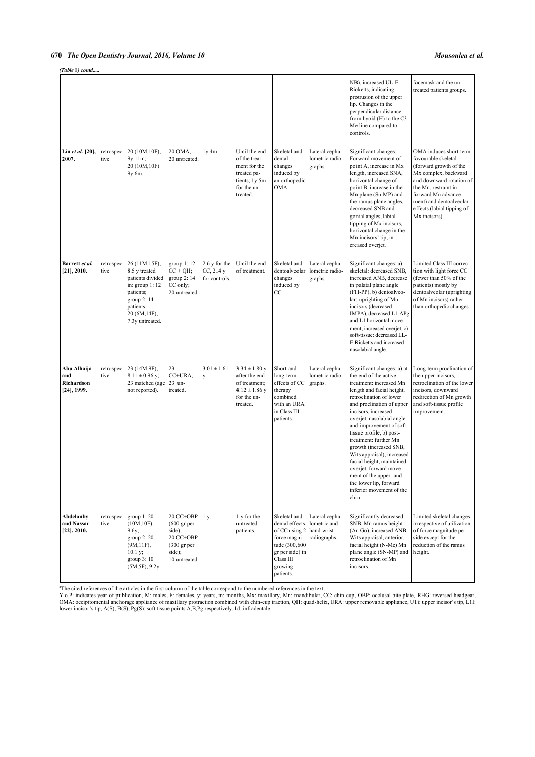*(Table 1) contd.....*

| | | | | | | | | | |
|---|---|---|---|---|---|---|---|---|---|
| | | | | | | | | NB), increased UL-E Ricketts, indicating protrusion of the upper lip. Changes in the perpendicular distance from hyoid (H) to the C3-Me line compared to controls. | facemask and the untreated patients groups. |
| **Lin *et al.* [20], 2007.** | retrospective | 20 (10M,10F), 9y 11m; 20 (10M,10F) 9y 6m. | 20 OMA; 20 untreated. | 1y 4m. | Until the end of the treatment for the treated patients; 1y 5m for the untreated. | Skeletal and dental changes induced by an orthopedic OMA. | Lateral cephalometric radiographs. | Significant changes: Forward movement of point A, increase in Mx length, increased SNA, horizontal change of point B, increase in the Mn plane (Sn-MP) and the ramus plane angles, decreased SNB and gonial angles, labial tipping of Mx incisors, horizontal change in the Mn incisors' tip, increased overjet. | OMA induces short-term favourable skeletal (forward growth of the Mx complex, backward and downward rotation of the Mn, restraint in forward Mn advancement) and dentoalveolar effects (labial tipping of Mx incisors). |
| **Barrett *et al.* [21], 2010.** | retrospective | 26 (11M,15F), 8.5 y treated patients divided in: group 1: 12 patients; group 2: 14 patients; 20 (6M,14F), 7.3y untreated. | group 1: 12 CC + QH; group 2: 14 CC only; 20 untreated. | 2.6 y for the CC, 2..4 y for controls. | Until the end of treatment. | Skeletal and dentoalveolar changes induced by CC. | Lateral cephalometric radiographs. | Significant changes: a) skeletal: decreased SNB, increased ANB, decrease in palatal plane angle (FH-PP), b) dentoalveolar: uprighting of Mn incisors (decreased IMPA), decreased L1-APg and L1 horizontal movement, increased overjet, c) soft-tissue: decreased LL-E Ricketts and increased nasolabial angle. | Limited Class III correction with light force CC (fewer than 50% of the patients) mostly by dentoalveolar (uprighting of Mn incisors) rather than orthopedic changes. |
| **Abu Alhaija and Richardson [24], 1999.** | retrospective | 23 (14M,9F), 8.11 ± 0.96 y; 23 matched (age not reported). | 23 CC+URA; 23 untreated. | 3.01 ± 1.61 y | 3.34 ± 1.80 y after the end of treatment; 4.12 ± 1.86 y for the untreated. | Short-and long-term effects of CC therapy combined with an URA in Class III patients. | Lateral cephalometric radiographs. | Significant changes: a) at the end of the active treatment: increased Mn length and facial height, retroclination of lower and proclination of upper incisors, increased overjet, nasolabial angle and improvement of soft-tissue profile, b) post-treatment: further Mn growth (increased SNB, Wits appraisal), increased facial height, maintained overjet, forward movement of the upper- and the lower lip, forward inferior movement of the chin. | Long-term proclination of the upper incisors, retroclination of the lower incisors, downward redirection of Mn growth and soft-tissue profile improvement. |
| **Abdelanby and Nassar [22], 2010.** | retrospective | group 1: 20 (10M,10F), 9.6y; group 2: 20 (9M,11F), 10.1 y; group 3: 10 (5M,5F), 9.2y. | 20 CC+OBP (600 gr per side); 20 CC+OBP (300 gr per side); 10 untreated. | 1 y. | 1 y for the untreated patients. | Skeletal and dental effects of CC using 2 force magnitude (300,600 gr per side) in Class III growing patients. | Lateral cephalometric and hand-wrist radiographs. | Significantly decreased SNB, Mn ramus height (Ar-Go), increased ANB, Wits appraisal, anterior, facial height (N-Me) Mn plane angle (SN-MP) and retroclination of Mn incisors. | Limited skeletal changes irrespective of utilization of force magnitude per side except for the reduction of the ramus height. |

[a]The cited references of the articles in the first column of the table correspond to the numbered references in the text.
Y.o.P: indicates year of publication, M: males, F: females, y: years, m: months, Mx: maxillary, Mn: mandibular, CC: chin-cup, OBP: occlusal bite plate, RHG: reversed headgear, OMA: occipitomental anchorage appliance of maxillary protraction combined with chin-cup traction, QH: quad-helix, URA: upper removable appliance, U1i: upper incisor's tip, L1I: lower incisor's tip, A(S), B(S), Pg(S): soft tissue points A,B,Pg respectively, Id: infradentale.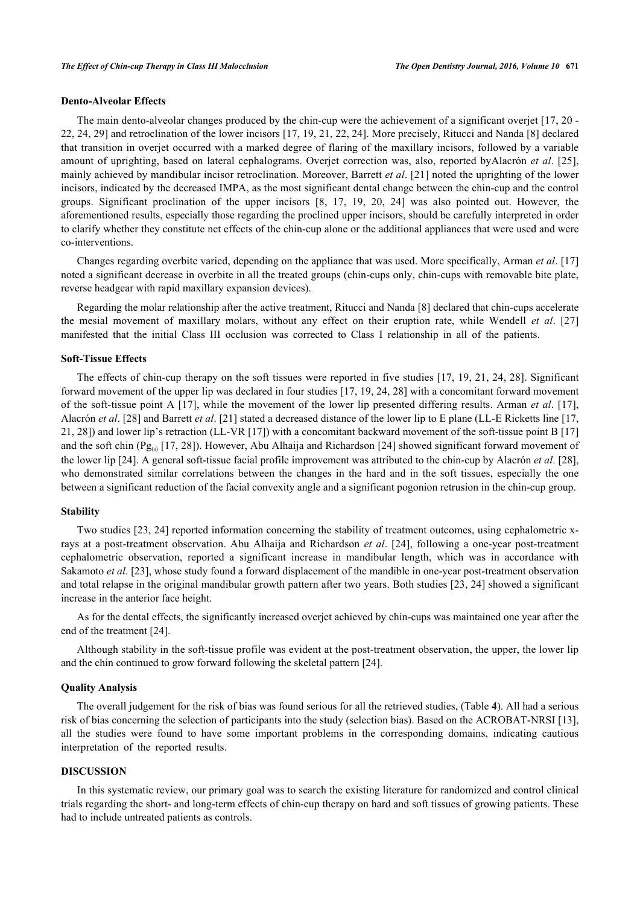### Dento-Alveolar Effects

The main dento-alveolar changes produced by the chin-cup were the achievement of a significant overjet [17, 20 - 22, 24, 29] and retroclination of the lower incisors [17, 19, 21, 22, 24]. More precisely, Ritucci and Nanda [8] declared that transition in overjet occurred with a marked degree of flaring of the maxillary incisors, followed by a variable amount of uprighting, based on lateral cephalograms. Overjet correction was, also, reported byAlacrón *et al*. [25], mainly achieved by mandibular incisor retroclination. Moreover, Barrett *et al*. [21] noted the uprighting of the lower incisors, indicated by the decreased IMPA, as the most significant dental change between the chin-cup and the control groups. Significant proclination of the upper incisors [8, 17, 19, 20, 24] was also pointed out. However, the aforementioned results, especially those regarding the proclined upper incisors, should be carefully interpreted in order to clarify whether they constitute net effects of the chin-cup alone or the additional appliances that were used and were co-interventions.

Changes regarding overbite varied, depending on the appliance that was used. More specifically, Arman *et al*. [17] noted a significant decrease in overbite in all the treated groups (chin-cups only, chin-cups with removable bite plate, reverse headgear with rapid maxillary expansion devices).

Regarding the molar relationship after the active treatment, Ritucci and Nanda [8] declared that chin-cups accelerate the mesial movement of maxillary molars, without any effect on their eruption rate, while Wendell *et al*. [27] manifested that the initial Class III occlusion was corrected to Class I relationship in all of the patients.

### Soft-Tissue Effects

The effects of chin-cup therapy on the soft tissues were reported in five studies [17, 19, 21, 24, 28]. Significant forward movement of the upper lip was declared in four studies [17, 19, 24, 28] with a concomitant forward movement of the soft-tissue point A [17], while the movement of the lower lip presented differing results. Arman *et al*. [17], Alacrón *et al*. [28] and Barrett *et al*. [21] stated a decreased distance of the lower lip to E plane (LL-E Ricketts line [17, 21, 28]) and lower lip's retraction (LL-VR [17]) with a concomitant backward movement of the soft-tissue point B [17] and the soft chin ($Pg_{(s)}$ [17, 28]). However, Abu Alhaija and Richardson [24] showed significant forward movement of the lower lip [24]. A general soft-tissue facial profile improvement was attributed to the chin-cup by Alacrón *et al*. [28], who demonstrated similar correlations between the changes in the hard and in the soft tissues, especially the one between a significant reduction of the facial convexity angle and a significant pogonion retrusion in the chin-cup group.

### Stability

Two studies [23, 24] reported information concerning the stability of treatment outcomes, using cephalometric x-rays at a post-treatment observation. Abu Alhaija and Richardson *et al*. [24], following a one-year post-treatment cephalometric observation, reported a significant increase in mandibular length, which was in accordance with Sakamoto *et al*. [23], whose study found a forward displacement of the mandible in one-year post-treatment observation and total relapse in the original mandibular growth pattern after two years. Both studies [23, 24] showed a significant increase in the anterior face height.

As for the dental effects, the significantly increased overjet achieved by chin-cups was maintained one year after the end of the treatment [24].

Although stability in the soft-tissue profile was evident at the post-treatment observation, the upper, the lower lip and the chin continued to grow forward following the skeletal pattern [24].

### Quality Analysis

The overall judgement for the risk of bias was found serious for all the retrieved studies, (Table **4**). All had a serious risk of bias concerning the selection of participants into the study (selection bias). Based on the ACROBAT-NRSI [13], all the studies were found to have some important problems in the corresponding domains, indicating cautious interpretation of the reported results.

## DISCUSSION

In this systematic review, our primary goal was to search the existing literature for randomized and control clinical trials regarding the short- and long-term effects of chin-cup therapy on hard and soft tissues of growing patients. These had to include untreated patients as controls.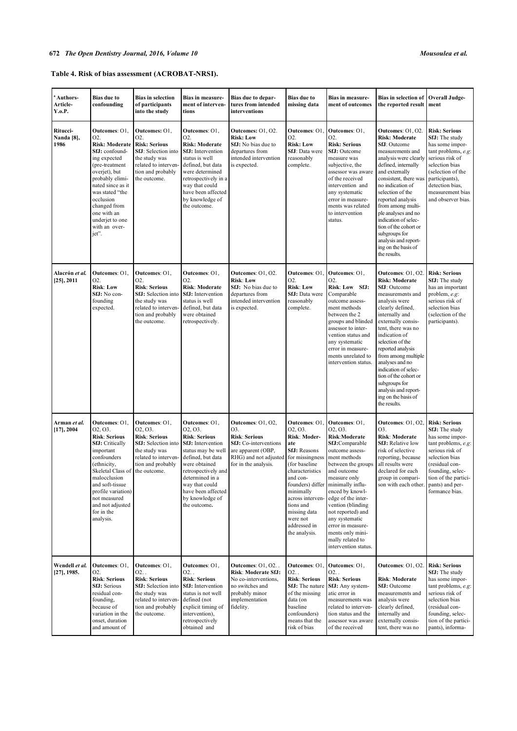**Table 4. Risk of bias assessment (ACROBAT-NRSI).**

| [a] Authors-Article-Y.o.P. | Bias due to confounding | Bias in selection of participants into the study | Bias in measurement of interventions | Bias due to departures from intended interventions | Bias due to missing data | Bias in measurement of outcomes | Bias in selection of the reported result | Overall Judgement |
|---|---|---|---|---|---|---|---|---|
| **Ritucci-Nanda [8], 1986** | **Outcomes**: O1, O2. **Risk: Moderate** **SfJ:** confounding expected (pre-treatment overjet), but probably eliminated since as it was stated "the occlusion changed from one with an underjet to one with an overjet". | **Outcomes:** O1, O2. **Risk: Serious** **SfJ**: Selection into the study was related to intervention and probably the outcome. | **Outcomes**: O1, O2. **Risk: Moderate** **SfJ:** Intervention status is well defined, but data were determined retrospectively in a way that could have been affected by knowledge of the outcome. | **Outcomes:** O1, O2. **Risk: Low** **SfJ:** No bias due to departures from intended intervention is expected. | **Outcomes**: O1, O2. **Risk: Low** **SfJ**: Data were reasonably complete. | **Outcomes**: O1, O2. **Risk: Serious** **SfJ:** Outcome measure was subjective, the assessor was aware of the received intervention and any systematic error in measurements was related to intervention status. | **Outcomes**: O1, O2. **Risk: Moderate** **SfJ**: Outcome measurements and analysis were clearly defined, internally and externally consistent, there was no indication of selection of the reported analysis from among multiple analyses and no indication of selection of the cohort or subgroups for analysis and reporting on the basis of the results. | **Risk: Serious** **SfJ:** The study has some important problems, *e.g*: serious risk of selection bias (selection of the participants), detection bias, measurement bias and observer bias. |
| **Alacrón *et al.* [25], 2011** | **Outcomes**: O1, O2. **Risk**: **Low** **SfJ:** No confounding expected. | **Outcomes**: O1, O2. **Risk**: **Serious** **SfJ:** Selection into the study was related to intervention and probably the outcome. | **Outcomes**: O1, O2. **Risk**: **Moderate** **SfJ:** Intervention status is well defined, but data were obtained retrospectively. | **Outcomes**: O1, O2. **Risk**: **Low** **SfJ:** No bias due to departures from intended intervention is expected. | **Outcomes**: O1, O2. **Risk**: **Low** **SfJ**: Data were reasonably complete. | **Outcomes**: O1, O2. **Risk**: **Low** **SfJ:** Comparable outcome assessment methods between the 2 groups and blinded assessor to intervention status and any systematic error in measurements unrelated to intervention status. | **Outcomes**: O1, O2. **Risk: Moderate** **SfJ**: Outcome measurements and analysis were clearly defined, internally and externally consistent, there was no indication of selection of the reported analysis from among multiple analyses and no indication of selection of the cohort or subgroups for analysis and reporting on the basis of the results. | **Risk: Serious** **SfJ:** The study has an important problem, *e.g*: serious risk of selection bias (selection of the participants). |
| **Arman *et al.* [17], 2004** | **Outcomes**: O1, O2, O3. **Risk**: **Serious** **SfJ:** Critically important confounders (ethnicity, Skeletal Class of malocclusion and soft-tissue profile variation) not measured and not adjusted for in the analysis. | **Outcomes**: O1, O2, O3. **Risk**: **Serious** **SfJ:** Selection into the study was related to intervention and probably the outcome. | **Outcomes**: O1, O2, O3. **Risk**: **Serious** **SfJ:** Intervention status may be well defined, but data were obtained retrospectively and determined in a way that could have been affected by knowledge of the outcome**.** | **Outcomes**: O1, O2, O3. **Risk**: **Serious** **SfJ:** Co-interventions are apparent (OBP, RHG) and not adjusted for in the analysis. | **Outcomes**: O1, O2, O3. **Risk**: **Moderate** **SfJ**: Reasons for missingness (for baseline characteristics and confounders) differ minimally across interventions and missing data were not addressed in the analysis. | **Outcomes**: O1, O2, O3. **Risk**:**Moderate** **SfJ:**Comparable outcome assessment methods between the groups and outcome measure only minimally influenced by knowledge of the intervention (blinding not reported) and any systematic error in measurements only minimally related to intervention status. | **Outcomes**: O1, O2, O3. **Risk**: **Moderate** **SfJ:** Relative low risk of selective reporting, because all results were declared for each group in comparison with each other. | **Risk: Serious** **SfJ:** The study has some important problems, *e.g*: serious risk of selection bias (residual confounding, selection of the participants) and performance bias. |
| **Wendell *et al.* [27], 1985.** | **Outcomes**: O1, O2. **Risk**: **Serious** **SfJ:** Serious residual confounding, because of variation in the onset, duration and amount of | **Outcomes**: O1, O2. . **Risk**: **Serious** **SfJ:** Selection into the study was related to intervention and probably the outcome. | **Outcomes**: O1, O2. . **Risk**: **Serious** **SfJ:** Intervention status is not well defined (not explicit timing of intervention), retrospectively obtained and | **Outcomes**: O1, O2. . **Risk**: **Moderate SfJ:** No co-interventions, no switches and probably minor implementation fidelity. | **Outcomes**: O1, O2. . **Risk**: **Serious** **SfJ:** The nature of the missing data (on baseline confounders) means that the risk of bias | **Outcomes**: O1, O2. . **Risk**: **Serious** **SfJ:** Any systematic error in measurements was related to intervention status and the assessor was aware of the received | **Outcomes**: O1, O2. **Risk**: **Moderate** **SfJ:** Outcome measurements and analysis were clearly defined, internally and externally consistent, there was no | **Risk: Serious** **SfJ:** The study has some important problems, *e.g*: serious risk of selection bias (residual confounding, selection of the participants), informa- |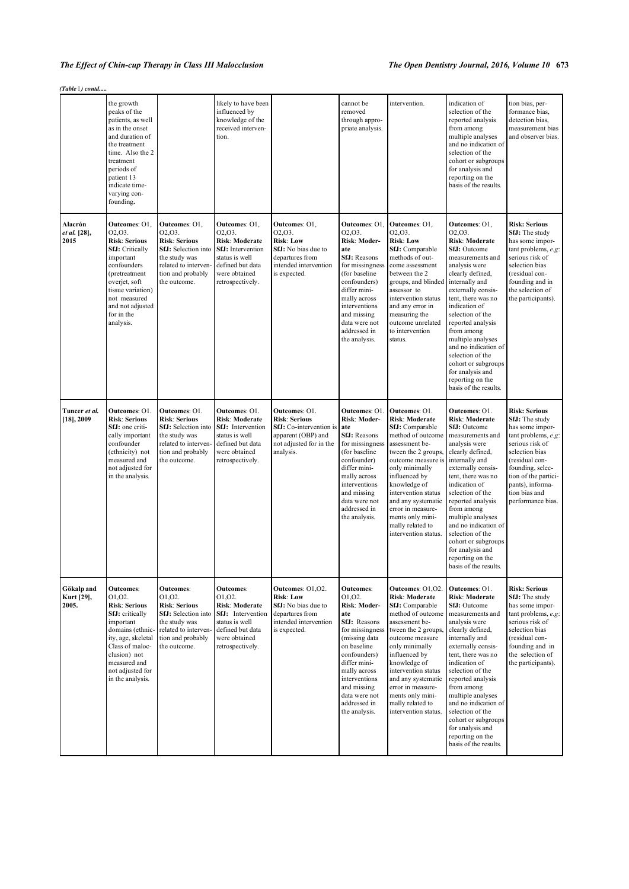*(Table ) contd.....*

| | | | | | | | | |
|---|---|---|---|---|---|---|---|---|
| | the growth peaks of the patients, as well as in the onset and duration of the treatment time. Also the 2 treatment periods of patient 13 indicate time-varying con-founding. | | likely to have been influenced by knowledge of the received interven-tion. | | cannot be removed through appro-priate analysis. | intervention. | indication of selection of the reported analysis from among multiple analyses and no indication of selection of the cohort or subgroups for analysis and reporting on the basis of the results. | tion bias, per-formance bias, detection bias, measurement bias and observer bias. |
| **Alacrón *et al.* [28], 2015** | **Outcomes**: O1, O2,O3. **Risk**: **Serious** **SfJ:** Critically important confounders (pretreatment overjet, soft tissue variation) not measured and not adjusted for in the analysis. | **Outcomes**: O1, O2,O3. **Risk**: **Serious** **SfJ:** Selection into the study was related to interven-tion and probably the outcome. | **Outcomes**: O1, O2,O3. **Risk**: **Moderate** **SfJ:** Intervention status is well defined but data were obtained retrospectively. | **Outcomes**: O1, O2,O3. **Risk**: **Low** **SfJ:** No bias due to departures from intended intervention is expected. | **Outcomes**: O1, O2,O3. **Risk**: **Moder-ate** **SfJ:** Reasons for missingness (for baseline confounders) differ mini-mally across interventions and missing data were not addressed in the analysis. | **Outcomes**: O1, O2,O3. **Risk**: **Low** **SfJ:** Comparable methods of out-come assessment between the 2 groups, and blinded assessor to intervention status and any error in measuring the outcome unrelated to intervention status. | **Outcomes**: O1, O2,O3. **Risk**: **Moderate** **SfJ:** Outcome measurements and analysis were clearly defined, internally and externally consis-tent, there was no indication of selection of the reported analysis from among multiple analyses and no indication of selection of the cohort or subgroups for analysis and reporting on the basis of the results. | **Risk: Serious** **SfJ:** The study has some impor-tant problems, *e.g*: serious risk of selection bias (residual con-founding and in the selection of the participants). |
| **Tuncer *et al.* [18], 2009** | **Outcomes**: O1. **Risk**: **Serious** **SfJ:** one criti-cally important confounder (ethnicity) not measured and not adjusted for in the analysis. | **Outcomes**: O1. **Risk**: **Serious** **SfJ:** Selection into the study was related to interven-tion and probably the outcome. | **Outcomes**: O1. **Risk**: **Moderate** **SfJ:** Intervention status is well defined but data were obtained retrospectively. | **Outcomes**: O1. **Risk**: **Serious** **SfJ:** Co-intervention is apparent (OBP) and not adjusted for in the analysis. | **Outcomes**: O1. **Risk**: **Moder-ate** **SfJ:** Reasons for missingness (for baseline confounder) differ mini-mally across interventions and missing data were not addressed in the analysis. | **Outcomes**: O1. **Risk**: **Moderate** **SfJ:** Comparable method of outcome assessment be-tween the 2 groups, outcome measure is only minimally influenced by knowledge of intervention status and any systematic error in measure-ments only mini-mally related to intervention status. | **Outcomes**: O1. **Risk**: **Moderate** **SfJ:** Outcome measurements and analysis were clearly defined, internally and externally consis-tent, there was no indication of selection of the reported analysis from among multiple analyses and no indication of selection of the cohort or subgroups for analysis and reporting on the basis of the results. | **Risk: Serious** **SfJ:** The study has some impor-tant problems, *e.g*: serious risk of selection bias (residual con-founding, selec-tion of the partici-pants), informa-tion bias and performance bias. |
| **Gökalp and Kurt [29], 2005.** | **Outcomes**: O1,O2. **Risk**: **Serious** **SfJ:** critically important domains (ethnic-ity, age, skeletal Class of maloc-clusion) not measured and not adjusted for in the analysis. | **Outcomes**: O1,O2. **Risk**: **Serious** **SfJ:** Selection into the study was related to interven-tion and probably the outcome. | **Outcomes**: O1,O2. **Risk**: **Moderate** **SfJ:** Intervention status is well defined but data were obtained retrospectively. | **Outcomes**: O1,O2. **Risk**: **Low** **SfJ:** No bias due to departures from intended intervention is expected. | **Outcomes**: O1,O2. **Risk**: **Moder-ate** **SfJ:** Reasons for missingness (missing data on baseline confounders) differ mini-mally across interventions and missing data were not addressed in the analysis. | **Outcomes**: O1,O2. **Risk**: **Moderate** **SfJ:** Comparable method of outcome assessment be-tween the 2 groups, outcome measure only minimally influenced by knowledge of intervention status and any systematic error in measure-ments only mini-mally related to intervention status. | **Outcomes**: O1. **Risk**: **Moderate** **SfJ:** Outcome measurements and analysis were clearly defined, internally and externally consis-tent, there was no indication of selection of the reported analysis from among multiple analyses and no indication of selection of the cohort or subgroups for analysis and reporting on the basis of the results. | **Risk: Serious** **SfJ:** The study has some impor-tant problems, *e.g*: serious risk of selection bias (residual con-founding and in the selection of the participants). |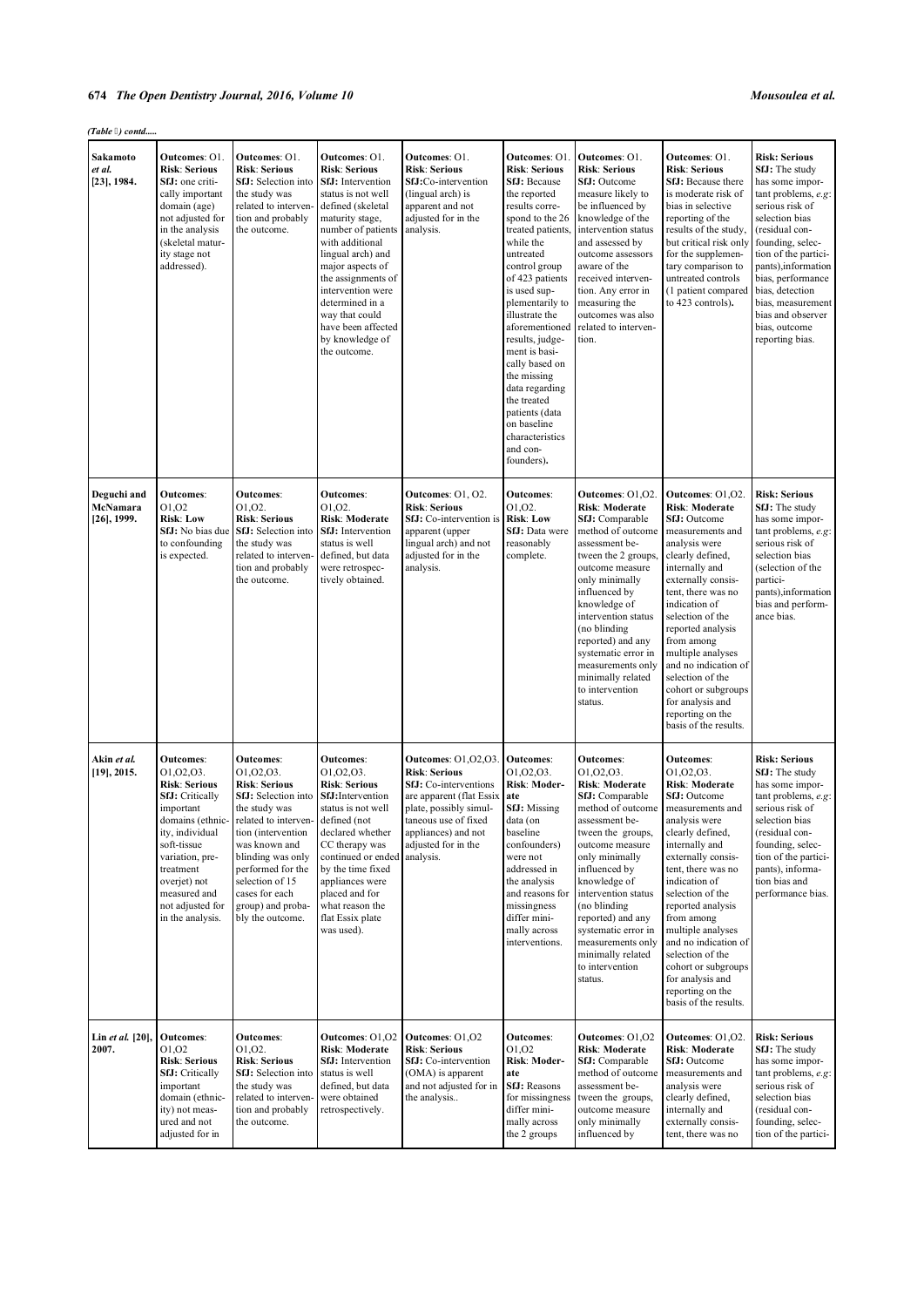*(Table ) contd.....*

| | | | | | | | | |
|---|---|---|---|---|---|---|---|---|
| **Sakamoto *et al.* [23], 1984.** | **Outcomes**: O1. **Risk**: **Serious** **SfJ:** one critically important domain (age) not adjusted for in the analysis (skeletal maturity stage not addressed). | **Outcomes**: O1. **Risk**: **Serious** **SfJ:** Selection into the study was related to intervention and probably the outcome. | **Outcomes**: O1. **Risk**: **Serious** **SfJ:** Intervention status is not well defined (skeletal maturity stage, number of patients with additional lingual arch) and major aspects of the assignments of intervention were determined in a way that could have been affected by knowledge of the outcome. | **Outcomes**: O1. **Risk**: **Serious** **SfJ:**Co-intervention (lingual arch) is apparent and not adjusted for in the analysis. | **Outcomes**: O1. **Risk**: **Serious** **SfJ:** Because the reported results correspond to the 26 treated patients, while the untreated control group of 423 patients is used supplementarily to illustrate the aforementioned results, judgement is basically based on the missing data regarding the treated patients (data on baseline characteristics and confounders). | **Outcomes**: O1. **Risk**: **Serious** **SfJ:** Outcome measure likely to be influenced by knowledge of the intervention status and assessed by outcome assessors aware of the received intervention. Any error in measuring the outcomes was also related to intervention. | **Outcomes**: O1. **Risk**: **Serious** **SfJ:** Because there is moderate risk of bias in selective reporting of the results of the study, but critical risk only for the supplementary comparison to untreated controls (1 patient compared to 423 controls). | **Risk: Serious** **SfJ:** The study has some important problems, *e.g*: serious risk of selection bias (residual confounding, selection of the participants),information bias, performance bias, detection bias, measurement bias and observer bias, outcome reporting bias. |
| **Deguchi and McNamara [26], 1999.** | **Outcomes**: O1,O2 **Risk**: **Low** **SfJ:** No bias due to confounding is expected. | **Outcomes**: O1,O2. **Risk**: **Serious** **SfJ:** Selection into the study was related to intervention and probably the outcome. | **Outcomes**: O1,O2. **Risk**: **Moderate** **SfJ:** Intervention status is well defined, but data were retrospectively obtained. | **Outcomes**: O1, O2. **Risk**: **Serious** **SfJ:** Co-intervention is apparent (upper lingual arch) and not adjusted for in the analysis. | **Outcomes**: O1,O2. **Risk**: **Low** **SfJ:** Data were reasonably complete. | **Outcomes**: O1,O2. **Risk**: **Moderate** **SfJ:** Comparable method of outcome assessment between the 2 groups, outcome measure only minimally influenced by knowledge of intervention status (no blinding reported) and any systematic error in measurements only minimally related to intervention status. | **Outcomes**: O1,O2. **Risk**: **Moderate** **SfJ:** Outcome measurements and analysis were clearly defined, internally and externally consistent, there was no indication of selection of the reported analysis from among multiple analyses and no indication of selection of the cohort or subgroups for analysis and reporting on the basis of the results. | **Risk: Serious** **SfJ:** The study has some important problems, *e.g*: serious risk of selection bias (selection of the participants),information bias and performance bias. |
| **Akin *et al.* [19], 2015.** | **Outcomes**: O1,O2,O3. **Risk**: **Serious** **SfJ:** Critically important domains (ethnicity, individual soft-tissue variation, pretreatment overjet) not measured and not adjusted for in the analysis. | **Outcomes**: O1,O2,O3. **Risk**: **Serious** **SfJ:** Selection into the study was related to intervention (intervention was known and blinding was only performed for the selection of 15 cases for each group) and probably the outcome. | **Outcomes**: O1,O2,O3. **Risk**: **Serious** **SfJ:**Intervention status is not well defined (not declared whether CC therapy was continued or ended by the time fixed appliances were placed and for what reason the flat Essix plate was used). | **Outcomes**: O1,O2,O3. **Risk**: **Serious** **SfJ:** Co-interventions are apparent (flat Essix plate, possibly simultaneous use of fixed appliances) and not adjusted for in the analysis. | **Outcomes**: O1,O2,O3. **Risk**: **Moderate** **SfJ:** Missing data (on baseline confounders) were not addressed in the analysis and reasons for missingness differ minimally across interventions. | **Outcomes**: O1,O2,O3. **Risk**: **Moderate** **SfJ:** Comparable method of outcome assessment between the groups, outcome measure only minimally influenced by knowledge of intervention status (no blinding reported) and any systematic error in measurements only minimally related to intervention status. | **Outcomes**: O1,O2,O3. **Risk**: **Moderate** **SfJ:** Outcome measurements and analysis were clearly defined, internally and externally consistent, there was no indication of selection of the reported analysis from among multiple analyses and no indication of selection of the cohort or subgroups for analysis and reporting on the basis of the results. | **Risk: Serious** **SfJ:** The study has some important problems, *e.g*: serious risk of selection bias (residual confounding, selection of the participants), information bias and performance bias. |
| **Lin *et al.* [20], 2007.** | **Outcomes**: O1,O2 **Risk**: **Serious** **SfJ:** Critically important domain (ethnicity) not measured and not adjusted for in | **Outcomes**: O1,O2. **Risk**: **Serious** **SfJ:** Selection into the study was related to intervention and probably the outcome. | **Outcomes**: O1,O2 **Risk**: **Moderate** **SfJ:** Intervention status is well defined, but data were obtained retrospectively. | **Outcomes**: O1,O2 **Risk**: **Serious** **SfJ:** Co-intervention (OMA) is apparent and not adjusted for in the analysis.. | **Outcomes**: O1,O2 **Risk**: **Moderate** **SfJ:** Reasons for missingness differ minimally across the 2 groups | **Outcomes**: O1,O2 **Risk**: **Moderate** **SfJ:** Comparable method of outcome assessment between the groups, outcome measure only minimally influenced by | **Outcomes**: O1,O2. **Risk**: **Moderate** **SfJ:** Outcome measurements and analysis were clearly defined, internally and externally consistent, there was no | **Risk: Serious** **SfJ:** The study has some important problems, *e.g*: serious risk of selection bias (residual confounding, selection of the partici- |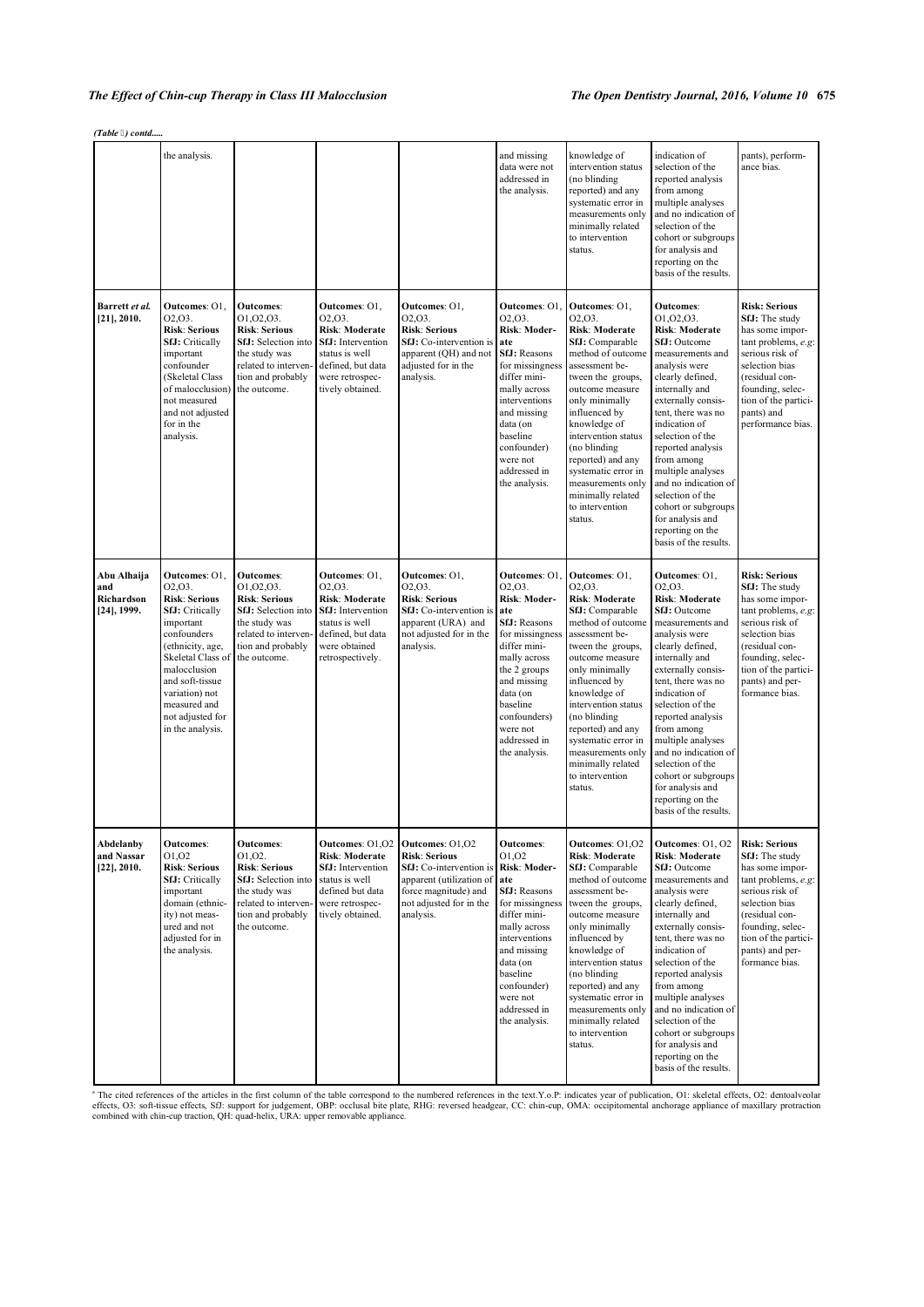*(Table ) contd.....*

| | | | | | | | | |
|---|---|---|---|---|---|---|---|---|
| | the analysis. | | | | and missing data were not addressed in the analysis. | knowledge of intervention status (no blinding reported) and any systematic error in measurements only minimally related to intervention status. | indication of selection of the reported analysis from among multiple analyses and no indication of selection of the cohort or subgroups for analysis and reporting on the basis of the results. | pants), performance bias. |
| **Barrett *et al.* [21], 2010.** | **Outcomes**: O1, O2,O3. **Risk**: **Serious** **SfJ:** Critically important confounder (Skeletal Class of malocclusion) not measured and not adjusted for in the analysis. | **Outcomes**: O1,O2,O3. **Risk**: **Serious** **SfJ:** Selection into the study was related to intervention and probably the outcome. | **Outcomes**: O1, O2,O3. **Risk**: **Moderate** **SfJ:** Intervention status is well defined, but data were retrospectively obtained. | **Outcomes**: O1, O2,O3. **Risk**: **Serious** **SfJ:** Co-intervention is apparent (QH) and not adjusted for in the analysis. | **Outcomes**: O1, O2,O3. **Risk**: **Moderate** **SfJ:** Reasons for missingness differ minimally across interventions and missing data (on baseline confounder) were not addressed in the analysis. | **Outcomes**: O1, O2,O3. **Risk**: **Moderate** **SfJ:** Comparable method of outcome assessment between the groups, outcome measure only minimally influenced by knowledge of intervention status (no blinding reported) and any systematic error in measurements only minimally related to intervention status. | **Outcomes**: O1,O2,O3. **Risk**: **Moderate** **SfJ:** Outcome measurements and analysis were clearly defined, internally and externally consistent, there was no indication of selection of the reported analysis from among multiple analyses and no indication of selection of the cohort or subgroups for analysis and reporting on the basis of the results. | **Risk: Serious** **SfJ:** The study has some important problems, *e.g*: serious risk of selection bias (residual confounding, selection of the participants) and performance bias. |
| **Abu Alhaija and Richardson [24], 1999.** | **Outcomes**: O1, O2,O3. **Risk**: **Serious** **SfJ:** Critically important confounders (ethnicity, age, Skeletal Class of malocclusion and soft-tissue variation) not measured and not adjusted for in the analysis. | **Outcomes**: O1,O2,O3. **Risk**: **Serious** **SfJ:** Selection into the study was related to intervention and probably the outcome. | **Outcomes**: O1, O2,O3. **Risk**: **Moderate** **SfJ:** Intervention status is well defined, but data were obtained retrospectively. | **Outcomes**: O1, O2,O3. **Risk**: **Serious** **SfJ:** Co-intervention is apparent (URA) and not adjusted for in the analysis. | **Outcomes**: O1, O2,O3. **Risk**: **Moderate** **SfJ:** Reasons for missingness differ minimally across the 2 groups and missing data (on baseline confounders) were not addressed in the analysis. | **Outcomes**: O1, O2,O3. **Risk**: **Moderate** **SfJ:** Comparable method of outcome assessment between the groups, outcome measure only minimally influenced by knowledge of intervention status (no blinding reported) and any systematic error in measurements only minimally related to intervention status. | **Outcomes**: O1, O2,O3. **Risk**: **Moderate** **SfJ:** Outcome measurements and analysis were clearly defined, internally and externally consistent, there was no indication of selection of the reported analysis from among multiple analyses and no indication of selection of the cohort or subgroups for analysis and reporting on the basis of the results. | **Risk: Serious** **SfJ:** The study has some important problems, *e.g*: serious risk of selection bias (residual confounding, selection of the participants) and performance bias. |
| **Abdelanby and Nassar [22], 2010.** | **Outcomes**: O1,O2 **Risk**: **Serious** **SfJ:** Critically important domain (ethnicity) not measured and not adjusted for in the analysis. | **Outcomes**: O1,O2. **Risk**: **Serious** **SfJ:** Selection into the study was related to intervention and probably the outcome. | **Outcomes**: O1,O2 **Risk**: **Moderate** **SfJ:** Intervention status is well defined but data were retrospectively obtained. | **Outcomes**: O1,O2 **Risk**: **Serious** **SfJ:** Co-intervention is apparent (utilization of force magnitude) and not adjusted for in the analysis. | **Outcomes**: O1,O2 **Risk**: **Moderate** **SfJ:** Reasons for missingness differ minimally across interventions and missing data (on baseline confounder) were not addressed in the analysis. | **Outcomes**: O1,O2 **Risk**: **Moderate** **SfJ:** Comparable method of outcome assessment between the groups, outcome measure only minimally influenced by knowledge of intervention status (no blinding reported) and any systematic error in measurements only minimally related to intervention status. | **Outcomes**: O1, O2 **Risk**: **Moderate** **SfJ:** Outcome measurements and analysis were clearly defined, internally and externally consistent, there was no indication of selection of the reported analysis from among multiple analyses and no indication of selection of the cohort or subgroups for analysis and reporting on the basis of the results. | **Risk: Serious** **SfJ:** The study has some important problems, *e.g*: serious risk of selection bias (residual confounding, selection of the participants) and performance bias. |

[a] The cited references of the articles in the first column of the table correspond to the numbered references in the text.Y.o.P: indicates year of publication, O1: skeletal effects, O2: dentoalveolar effects, O3: soft-tissue effects, SfJ: support for judgement, OBP: occlusal bite plate, RHG: reversed headgear, CC: chin-cup, OMA: occipitomental anchorage appliance of maxillary protraction combined with chin-cup traction, QH: quad-helix, URA: upper removable appliance.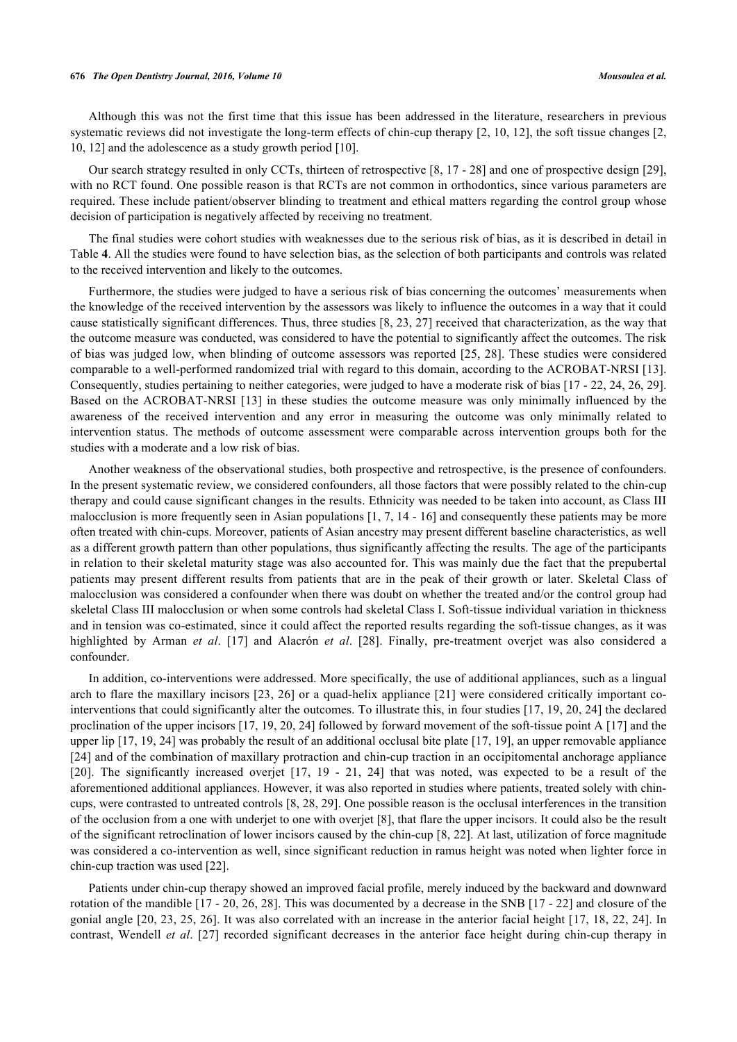Although this was not the first time that this issue has been addressed in the literature, researchers in previous systematic reviews did not investigate the long-term effects of chin-cup therapy [2, 10, 12], the soft tissue changes [2, 10, 12] and the adolescence as a study growth period [10].

Our search strategy resulted in only CCTs, thirteen of retrospective [8, 17 - 28] and one of prospective design [29], with no RCT found. One possible reason is that RCTs are not common in orthodontics, since various parameters are required. These include patient/observer blinding to treatment and ethical matters regarding the control group whose decision of participation is negatively affected by receiving no treatment.

The final studies were cohort studies with weaknesses due to the serious risk of bias, as it is described in detail in Table **4**. All the studies were found to have selection bias, as the selection of both participants and controls was related to the received intervention and likely to the outcomes.

Furthermore, the studies were judged to have a serious risk of bias concerning the outcomes' measurements when the knowledge of the received intervention by the assessors was likely to influence the outcomes in a way that it could cause statistically significant differences. Thus, three studies [8, 23, 27] received that characterization, as the way that the outcome measure was conducted, was considered to have the potential to significantly affect the outcomes. The risk of bias was judged low, when blinding of outcome assessors was reported [25, 28]. These studies were considered comparable to a well-performed randomized trial with regard to this domain, according to the ACROBAT-NRSI [13]. Consequently, studies pertaining to neither categories, were judged to have a moderate risk of bias [17 - 22, 24, 26, 29]. Based on the ACROBAT-NRSI [13] in these studies the outcome measure was only minimally influenced by the awareness of the received intervention and any error in measuring the outcome was only minimally related to intervention status. The methods of outcome assessment were comparable across intervention groups both for the studies with a moderate and a low risk of bias.

Another weakness of the observational studies, both prospective and retrospective, is the presence of confounders. In the present systematic review, we considered confounders, all those factors that were possibly related to the chin-cup therapy and could cause significant changes in the results. Ethnicity was needed to be taken into account, as Class III malocclusion is more frequently seen in Asian populations [1, 7, 14 - 16] and consequently these patients may be more often treated with chin-cups. Moreover, patients of Asian ancestry may present different baseline characteristics, as well as a different growth pattern than other populations, thus significantly affecting the results. The age of the participants in relation to their skeletal maturity stage was also accounted for. This was mainly due the fact that the prepubertal patients may present different results from patients that are in the peak of their growth or later. Skeletal Class of malocclusion was considered a confounder when there was doubt on whether the treated and/or the control group had skeletal Class III malocclusion or when some controls had skeletal Class I. Soft-tissue individual variation in thickness and in tension was co-estimated, since it could affect the reported results regarding the soft-tissue changes, as it was highlighted by Arman *et al*. [17] and Alacrón *et al*. [28]. Finally, pre-treatment overjet was also considered a confounder.

In addition, co-interventions were addressed. More specifically, the use of additional appliances, such as a lingual arch to flare the maxillary incisors [23, 26] or a quad-helix appliance [21] were considered critically important co-interventions that could significantly alter the outcomes. To illustrate this, in four studies [17, 19, 20, 24] the declared proclination of the upper incisors [17, 19, 20, 24] followed by forward movement of the soft-tissue point A [17] and the upper lip [17, 19, 24] was probably the result of an additional occlusal bite plate [17, 19], an upper removable appliance [24] and of the combination of maxillary protraction and chin-cup traction in an occipitomental anchorage appliance [20]. The significantly increased overjet [17, 19 - 21, 24] that was noted, was expected to be a result of the aforementioned additional appliances. However, it was also reported in studies where patients, treated solely with chin-cups, were contrasted to untreated controls [8, 28, 29]. One possible reason is the occlusal interferences in the transition of the occlusion from a one with underjet to one with overjet [8], that flare the upper incisors. It could also be the result of the significant retroclination of lower incisors caused by the chin-cup [8, 22]. At last, utilization of force magnitude was considered a co-intervention as well, since significant reduction in ramus height was noted when lighter force in chin-cup traction was used [22].

Patients under chin-cup therapy showed an improved facial profile, merely induced by the backward and downward rotation of the mandible [17 - 20, 26, 28]. This was documented by a decrease in the SNB [17 - 22] and closure of the gonial angle [20, 23, 25, 26]. It was also correlated with an increase in the anterior facial height [17, 18, 22, 24]. In contrast, Wendell *et al*. [27] recorded significant decreases in the anterior face height during chin-cup therapy in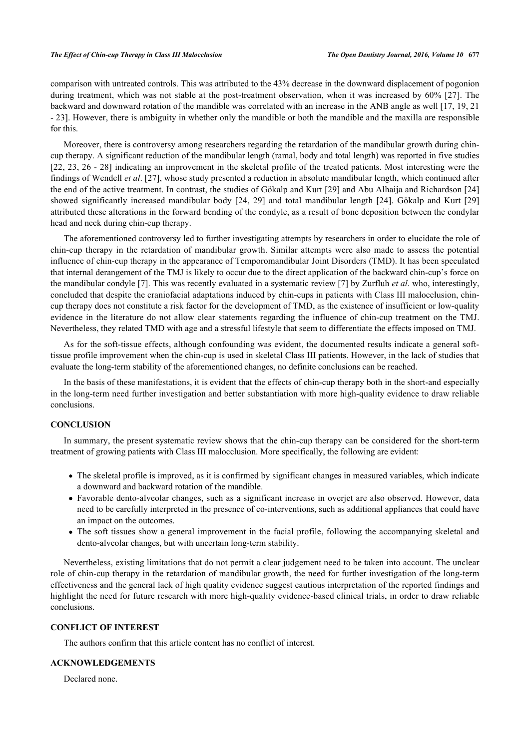comparison with untreated controls. This was attributed to the 43% decrease in the downward displacement of pogonion during treatment, which was not stable at the post-treatment observation, when it was increased by 60% [27]. The backward and downward rotation of the mandible was correlated with an increase in the ANB angle as well [17, 19, 21 - 23]. However, there is ambiguity in whether only the mandible or both the mandible and the maxilla are responsible for this.

Moreover, there is controversy among researchers regarding the retardation of the mandibular growth during chin-cup therapy. A significant reduction of the mandibular length (ramal, body and total length) was reported in five studies [22, 23, 26 - 28] indicating an improvement in the skeletal profile of the treated patients. Most interesting were the findings of Wendell *et al*. [27], whose study presented a reduction in absolute mandibular length, which continued after the end of the active treatment. In contrast, the studies of Gökalp and Kurt [29] and Abu Alhaija and Richardson [24] showed significantly increased mandibular body [24, 29] and total mandibular length [24]. Gökalp and Kurt [29] attributed these alterations in the forward bending of the condyle, as a result of bone deposition between the condylar head and neck during chin-cup therapy.

The aforementioned controversy led to further investigating attempts by researchers in order to elucidate the role of chin-cup therapy in the retardation of mandibular growth. Similar attempts were also made to assess the potential influence of chin-cup therapy in the appearance of Temporomandibular Joint Disorders (TMD). It has been speculated that internal derangement of the TMJ is likely to occur due to the direct application of the backward chin-cup's force on the mandibular condyle [7]. This was recently evaluated in a systematic review [7] by Zurfluh *et al*. who, interestingly, concluded that despite the craniofacial adaptations induced by chin-cups in patients with Class III malocclusion, chin-cup therapy does not constitute a risk factor for the development of TMD, as the existence of insufficient or low-quality evidence in the literature do not allow clear statements regarding the influence of chin-cup treatment on the TMJ. Nevertheless, they related TMD with age and a stressful lifestyle that seem to differentiate the effects imposed on TMJ.

As for the soft-tissue effects, although confounding was evident, the documented results indicate a general soft-tissue profile improvement when the chin-cup is used in skeletal Class III patients. However, in the lack of studies that evaluate the long-term stability of the aforementioned changes, no definite conclusions can be reached.

In the basis of these manifestations, it is evident that the effects of chin-cup therapy both in the short-and especially in the long-term need further investigation and better substantiation with more high-quality evidence to draw reliable conclusions.

## CONCLUSION

In summary, the present systematic review shows that the chin-cup therapy can be considered for the short-term treatment of growing patients with Class III malocclusion. More specifically, the following are evident:

- The skeletal profile is improved, as it is confirmed by significant changes in measured variables, which indicate a downward and backward rotation of the mandible.
- Favorable dento-alveolar changes, such as a significant increase in overjet are also observed. However, data need to be carefully interpreted in the presence of co-interventions, such as additional appliances that could have an impact on the outcomes.
- The soft tissues show a general improvement in the facial profile, following the accompanying skeletal and dento-alveolar changes, but with uncertain long-term stability.

Nevertheless, existing limitations that do not permit a clear judgement need to be taken into account. The unclear role of chin-cup therapy in the retardation of mandibular growth, the need for further investigation of the long-term effectiveness and the general lack of high quality evidence suggest cautious interpretation of the reported findings and highlight the need for future research with more high-quality evidence-based clinical trials, in order to draw reliable conclusions.

## CONFLICT OF INTEREST

The authors confirm that this article content has no conflict of interest.

## ACKNOWLEDGEMENTS

Declared none.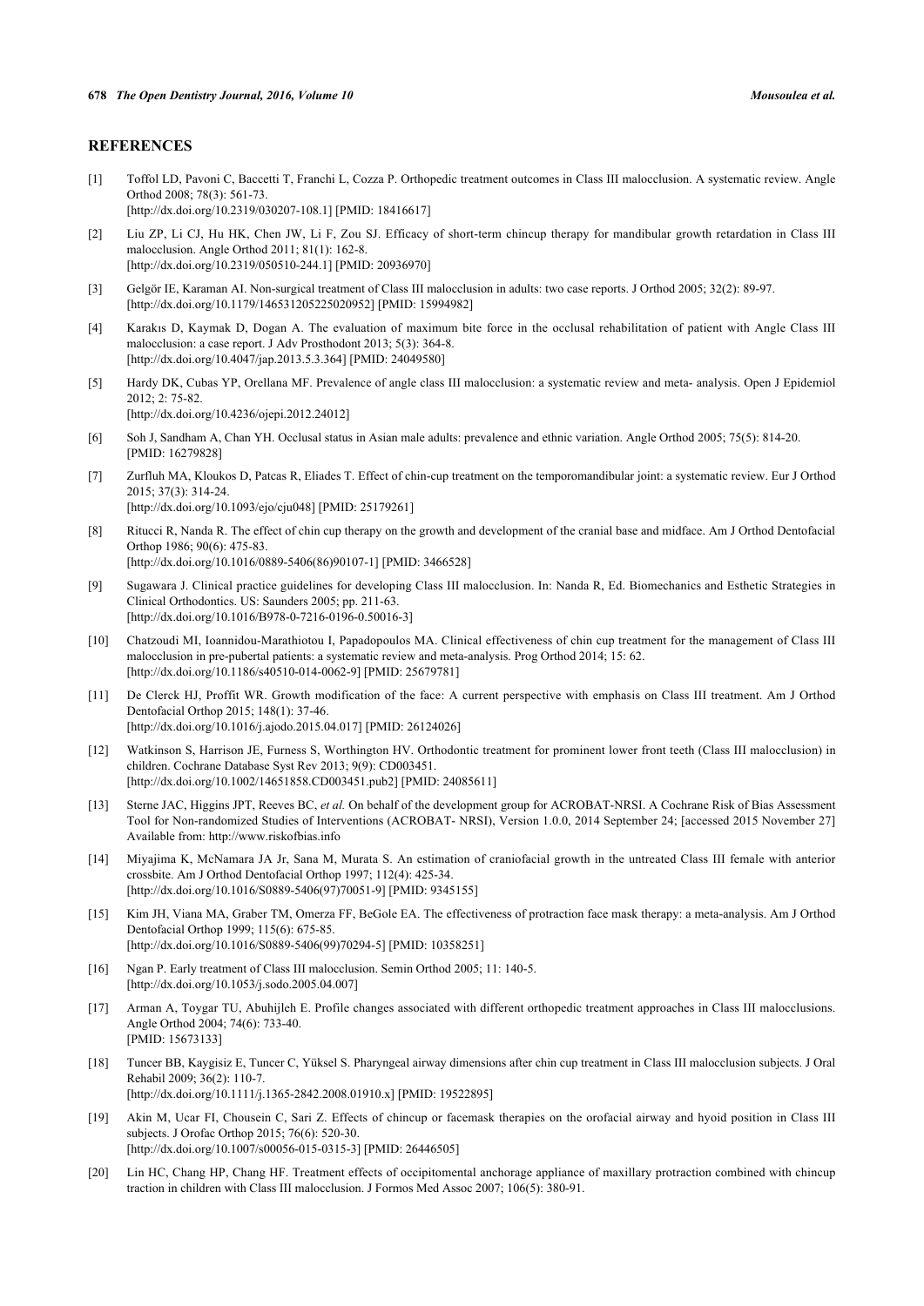## REFERENCES

[1] Toffol LD, Pavoni C, Baccetti T, Franchi L, Cozza P. Orthopedic treatment outcomes in Class III malocclusion. A systematic review. Angle Orthod 2008; 78(3): 561-73.
[http://dx.doi.org/10.2319/030207-108.1] [PMID: 18416617]

[2] Liu ZP, Li CJ, Hu HK, Chen JW, Li F, Zou SJ. Efficacy of short-term chincup therapy for mandibular growth retardation in Class III malocclusion. Angle Orthod 2011; 81(1): 162-8.
[http://dx.doi.org/10.2319/050510-244.1] [PMID: 20936970]

[3] Gelgör IE, Karaman AI. Non-surgical treatment of Class III malocclusion in adults: two case reports. J Orthod 2005; 32(2): 89-97.
[http://dx.doi.org/10.1179/146531205225020952] [PMID: 15994982]

[4] Karakıs D, Kaymak D, Dogan A. The evaluation of maximum bite force in the occlusal rehabilitation of patient with Angle Class III malocclusion: a case report. J Adv Prosthodont 2013; 5(3): 364-8.
[http://dx.doi.org/10.4047/jap.2013.5.3.364] [PMID: 24049580]

[5] Hardy DK, Cubas YP, Orellana MF. Prevalence of angle class III malocclusion: a systematic review and meta- analysis. Open J Epidemiol 2012; 2: 75-82.
[http://dx.doi.org/10.4236/ojepi.2012.24012]

[6] Soh J, Sandham A, Chan YH. Occlusal status in Asian male adults: prevalence and ethnic variation. Angle Orthod 2005; 75(5): 814-20. [PMID: 16279828]

[7] Zurfluh MA, Kloukos D, Patcas R, Eliades T. Effect of chin-cup treatment on the temporomandibular joint: a systematic review. Eur J Orthod 2015; 37(3): 314-24.
[http://dx.doi.org/10.1093/ejo/cju048] [PMID: 25179261]

[8] Ritucci R, Nanda R. The effect of chin cup therapy on the growth and development of the cranial base and midface. Am J Orthod Dentofacial Orthop 1986; 90(6): 475-83.
[http://dx.doi.org/10.1016/0889-5406(86)90107-1] [PMID: 3466528]

[9] Sugawara J. Clinical practice guidelines for developing Class III malocclusion. In: Nanda R, Ed. Biomechanics and Esthetic Strategies in Clinical Orthodontics. US: Saunders 2005; pp. 211-63.
[http://dx.doi.org/10.1016/B978-0-7216-0196-0.50016-3]

[10] Chatzoudi MI, Ioannidou-Marathiotou I, Papadopoulos MA. Clinical effectiveness of chin cup treatment for the management of Class III malocclusion in pre-pubertal patients: a systematic review and meta-analysis. Prog Orthod 2014; 15: 62.
[http://dx.doi.org/10.1186/s40510-014-0062-9] [PMID: 25679781]

[11] De Clerck HJ, Proffit WR. Growth modification of the face: A current perspective with emphasis on Class III treatment. Am J Orthod Dentofacial Orthop 2015; 148(1): 37-46.
[http://dx.doi.org/10.1016/j.ajodo.2015.04.017] [PMID: 26124026]

[12] Watkinson S, Harrison JE, Furness S, Worthington HV. Orthodontic treatment for prominent lower front teeth (Class III malocclusion) in children. Cochrane Database Syst Rev 2013; 9(9): CD003451.
[http://dx.doi.org/10.1002/14651858.CD003451.pub2] [PMID: 24085611]

[13] Sterne JAC, Higgins JPT, Reeves BC, *et al.* On behalf of the development group for ACROBAT-NRSI. A Cochrane Risk of Bias Assessment Tool for Non-randomized Studies of Interventions (ACROBAT- NRSI), Version 1.0.0, 2014 September 24; [accessed 2015 November 27] Available from: http://www.riskofbias.info

[14] Miyajima K, McNamara JA Jr, Sana M, Murata S. An estimation of craniofacial growth in the untreated Class III female with anterior crossbite. Am J Orthod Dentofacial Orthop 1997; 112(4): 425-34.
[http://dx.doi.org/10.1016/S0889-5406(97)70051-9] [PMID: 9345155]

[15] Kim JH, Viana MA, Graber TM, Omerza FF, BeGole EA. The effectiveness of protraction face mask therapy: a meta-analysis. Am J Orthod Dentofacial Orthop 1999; 115(6): 675-85.
[http://dx.doi.org/10.1016/S0889-5406(99)70294-5] [PMID: 10358251]

[16] Ngan P. Early treatment of Class III malocclusion. Semin Orthod 2005; 11: 140-5.
[http://dx.doi.org/10.1053/j.sodo.2005.04.007]

[17] Arman A, Toygar TU, Abuhijleh E. Profile changes associated with different orthopedic treatment approaches in Class III malocclusions. Angle Orthod 2004; 74(6): 733-40.
[PMID: 15673133]

[18] Tuncer BB, Kaygisiz E, Tuncer C, Yüksel S. Pharyngeal airway dimensions after chin cup treatment in Class III malocclusion subjects. J Oral Rehabil 2009; 36(2): 110-7.
[http://dx.doi.org/10.1111/j.1365-2842.2008.01910.x] [PMID: 19522895]

[19] Akin M, Ucar FI, Chousein C, Sari Z. Effects of chincup or facemask therapies on the orofacial airway and hyoid position in Class III subjects. J Orofac Orthop 2015; 76(6): 520-30.
[http://dx.doi.org/10.1007/s00056-015-0315-3] [PMID: 26446505]

[20] Lin HC, Chang HP, Chang HF. Treatment effects of occipitomental anchorage appliance of maxillary protraction combined with chincup traction in children with Class III malocclusion. J Formos Med Assoc 2007; 106(5): 380-91.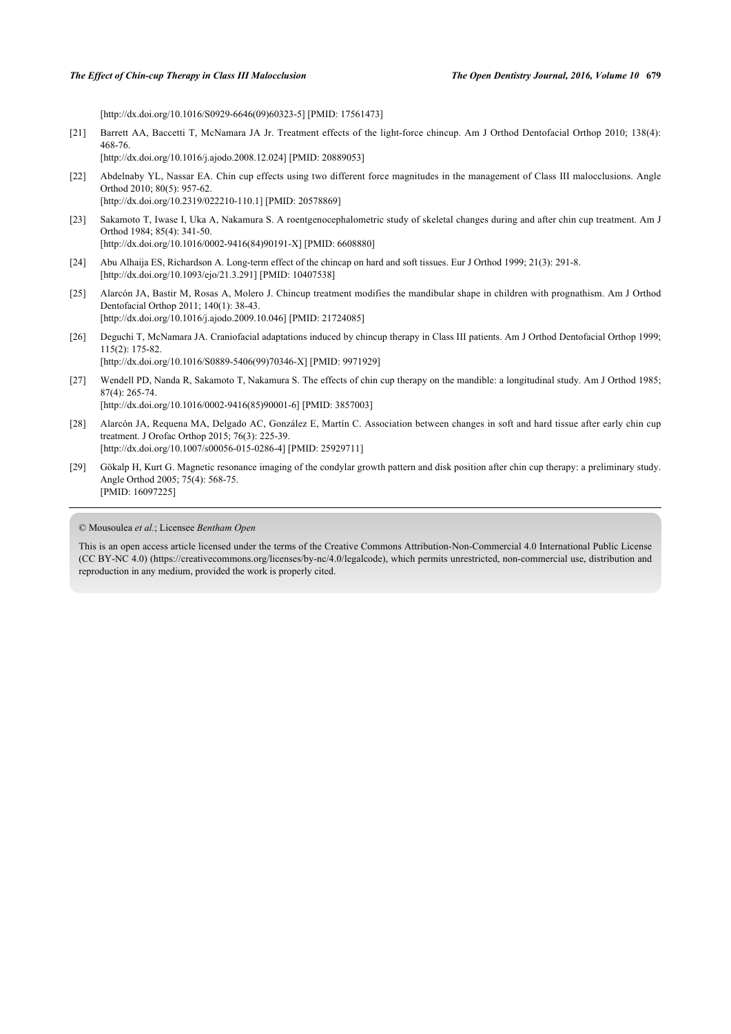[http://dx.doi.org/10.1016/S0929-6646(09)60323-5] [PMID: 17561473]

[21] Barrett AA, Baccetti T, McNamara JA Jr. Treatment effects of the light-force chincup. Am J Orthod Dentofacial Orthop 2010; 138(4): 468-76.
[http://dx.doi.org/10.1016/j.ajodo.2008.12.024] [PMID: 20889053]

[22] Abdelnaby YL, Nassar EA. Chin cup effects using two different force magnitudes in the management of Class III malocclusions. Angle Orthod 2010; 80(5): 957-62.
[http://dx.doi.org/10.2319/022210-110.1] [PMID: 20578869]

[23] Sakamoto T, Iwase I, Uka A, Nakamura S. A roentgenocephalometric study of skeletal changes during and after chin cup treatment. Am J Orthod 1984; 85(4): 341-50.
[http://dx.doi.org/10.1016/0002-9416(84)90191-X] [PMID: 6608880]

[24] Abu Alhaija ES, Richardson A. Long-term effect of the chincap on hard and soft tissues. Eur J Orthod 1999; 21(3): 291-8.
[http://dx.doi.org/10.1093/ejo/21.3.291] [PMID: 10407538]

[25] Alarcón JA, Bastir M, Rosas A, Molero J. Chincup treatment modifies the mandibular shape in children with prognathism. Am J Orthod Dentofacial Orthop 2011; 140(1): 38-43.
[http://dx.doi.org/10.1016/j.ajodo.2009.10.046] [PMID: 21724085]

[26] Deguchi T, McNamara JA. Craniofacial adaptations induced by chincup therapy in Class III patients. Am J Orthod Dentofacial Orthop 1999; 115(2): 175-82.
[http://dx.doi.org/10.1016/S0889-5406(99)70346-X] [PMID: 9971929]

[27] Wendell PD, Nanda R, Sakamoto T, Nakamura S. The effects of chin cup therapy on the mandible: a longitudinal study. Am J Orthod 1985; 87(4): 265-74.
[http://dx.doi.org/10.1016/0002-9416(85)90001-6] [PMID: 3857003]

[28] Alarcón JA, Requena MA, Delgado AC, González E, Martín C. Association between changes in soft and hard tissue after early chin cup treatment. J Orofac Orthop 2015; 76(3): 225-39.
[http://dx.doi.org/10.1007/s00056-015-0286-4] [PMID: 25929711]

[29] Gökalp H, Kurt G. Magnetic resonance imaging of the condylar growth pattern and disk position after chin cup therapy: a preliminary study. Angle Orthod 2005; 75(4): 568-75.
[PMID: 16097225]

© Mousoulea *et al.*; Licensee *Bentham Open*

This is an open access article licensed under the terms of the Creative Commons Attribution-Non-Commercial 4.0 International Public License (CC BY-NC 4.0) (https://creativecommons.org/licenses/by-nc/4.0/legalcode), which permits unrestricted, non-commercial use, distribution and reproduction in any medium, provided the work is properly cited.